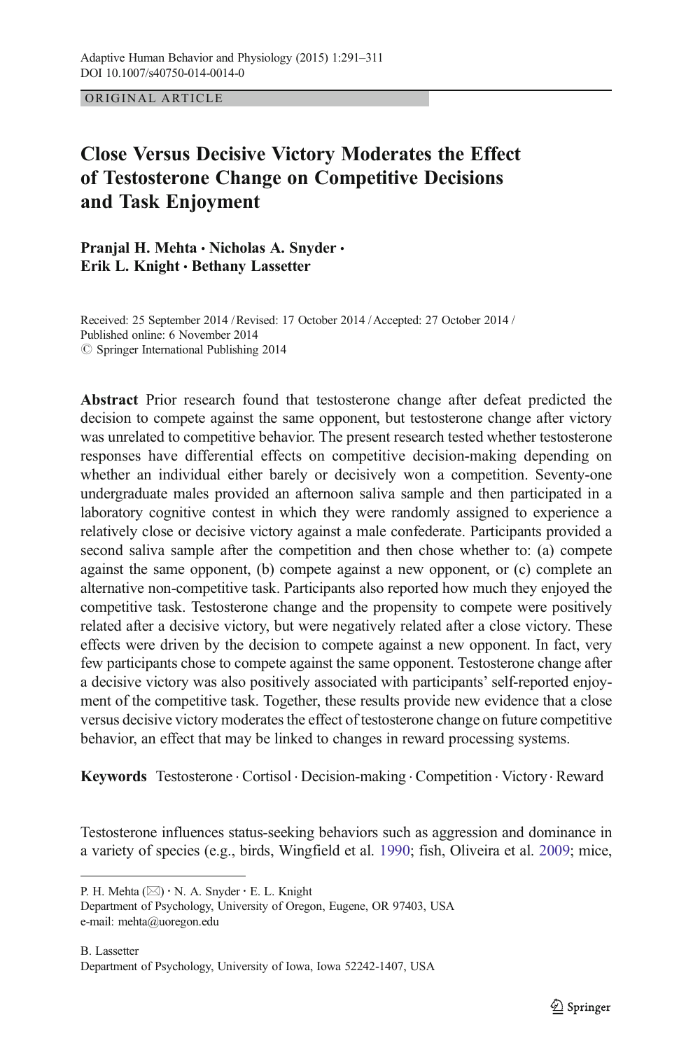ORIGINAL ARTICLE

# Close Versus Decisive Victory Moderates the Effect of Testosterone Change on Competitive Decisions and Task Enjoyment

**Pranjal H. Mehta · Nicholas A. Snyder · Erik L. Knight · Bethany Lassetter**

Received: 25 September 2014 / Revised: 17 October 2014 / Accepted: 27 October 2014 / Published online: 6 November 2014
© Springer International Publishing 2014

**Abstract** Prior research found that testosterone change after defeat predicted the decision to compete against the same opponent, but testosterone change after victory was unrelated to competitive behavior. The present research tested whether testosterone responses have differential effects on competitive decision-making depending on whether an individual either barely or decisively won a competition. Seventy-one undergraduate males provided an afternoon saliva sample and then participated in a laboratory cognitive contest in which they were randomly assigned to experience a relatively close or decisive victory against a male confederate. Participants provided a second saliva sample after the competition and then chose whether to: (a) compete against the same opponent, (b) compete against a new opponent, or (c) complete an alternative non-competitive task. Participants also reported how much they enjoyed the competitive task. Testosterone change and the propensity to compete were positively related after a decisive victory, but were negatively related after a close victory. These effects were driven by the decision to compete against a new opponent. In fact, very few participants chose to compete against the same opponent. Testosterone change after a decisive victory was also positively associated with participants' self-reported enjoyment of the competitive task. Together, these results provide new evidence that a close versus decisive victory moderates the effect of testosterone change on future competitive behavior, an effect that may be linked to changes in reward processing systems.

**Keywords** Testosterone · Cortisol · Decision-making · Competition · Victory · Reward

Testosterone influences status-seeking behaviors such as aggression and dominance in a variety of species (e.g., birds, Wingfield et al. 1990; fish, Oliveira et al. 2009; mice,

---

P. H. Mehta (✉) · N. A. Snyder · E. L. Knight
Department of Psychology, University of Oregon, Eugene, OR 97403, USA
e-mail: mehta@uoregon.edu

B. Lassetter
Department of Psychology, University of Iowa, Iowa 52242-1407, USA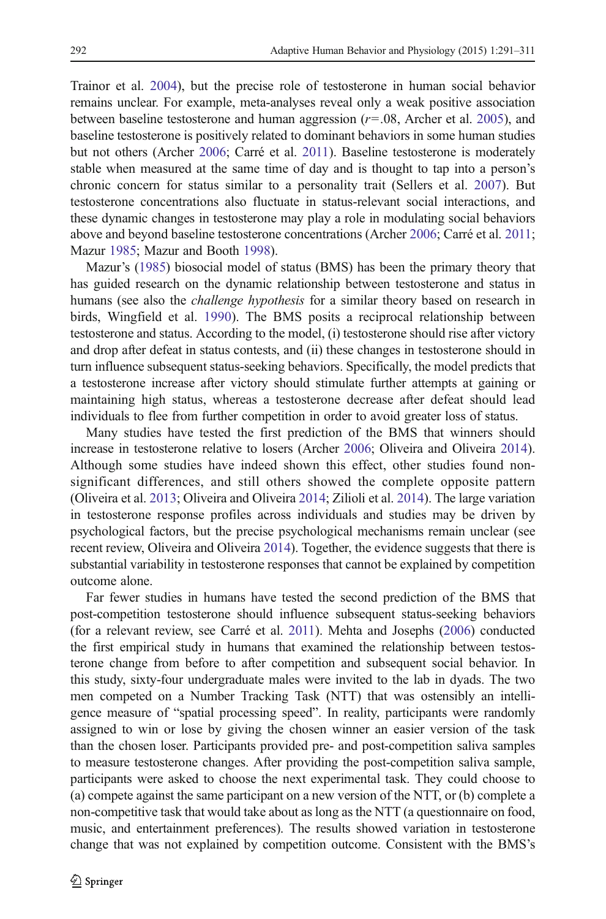Trainor et al. 2004), but the precise role of testosterone in human social behavior remains unclear. For example, meta-analyses reveal only a weak positive association between baseline testosterone and human aggression ($r$=.08, Archer et al. 2005), and baseline testosterone is positively related to dominant behaviors in some human studies but not others (Archer 2006; Carré et al. 2011). Baseline testosterone is moderately stable when measured at the same time of day and is thought to tap into a person's chronic concern for status similar to a personality trait (Sellers et al. 2007). But testosterone concentrations also fluctuate in status-relevant social interactions, and these dynamic changes in testosterone may play a role in modulating social behaviors above and beyond baseline testosterone concentrations (Archer 2006; Carré et al. 2011; Mazur 1985; Mazur and Booth 1998).

Mazur's (1985) biosocial model of status (BMS) has been the primary theory that has guided research on the dynamic relationship between testosterone and status in humans (see also the *challenge hypothesis* for a similar theory based on research in birds, Wingfield et al. 1990). The BMS posits a reciprocal relationship between testosterone and status. According to the model, (i) testosterone should rise after victory and drop after defeat in status contests, and (ii) these changes in testosterone should in turn influence subsequent status-seeking behaviors. Specifically, the model predicts that a testosterone increase after victory should stimulate further attempts at gaining or maintaining high status, whereas a testosterone decrease after defeat should lead individuals to flee from further competition in order to avoid greater loss of status.

Many studies have tested the first prediction of the BMS that winners should increase in testosterone relative to losers (Archer 2006; Oliveira and Oliveira 2014). Although some studies have indeed shown this effect, other studies found non-significant differences, and still others showed the complete opposite pattern (Oliveira et al. 2013; Oliveira and Oliveira 2014; Zilioli et al. 2014). The large variation in testosterone response profiles across individuals and studies may be driven by psychological factors, but the precise psychological mechanisms remain unclear (see recent review, Oliveira and Oliveira 2014). Together, the evidence suggests that there is substantial variability in testosterone responses that cannot be explained by competition outcome alone.

Far fewer studies in humans have tested the second prediction of the BMS that post-competition testosterone should influence subsequent status-seeking behaviors (for a relevant review, see Carré et al. 2011). Mehta and Josephs (2006) conducted the first empirical study in humans that examined the relationship between testosterone change from before to after competition and subsequent social behavior. In this study, sixty-four undergraduate males were invited to the lab in dyads. The two men competed on a Number Tracking Task (NTT) that was ostensibly an intelligence measure of "spatial processing speed". In reality, participants were randomly assigned to win or lose by giving the chosen winner an easier version of the task than the chosen loser. Participants provided pre- and post-competition saliva samples to measure testosterone changes. After providing the post-competition saliva sample, participants were asked to choose the next experimental task. They could choose to (a) compete against the same participant on a new version of the NTT, or (b) complete a non-competitive task that would take about as long as the NTT (a questionnaire on food, music, and entertainment preferences). The results showed variation in testosterone change that was not explained by competition outcome. Consistent with the BMS's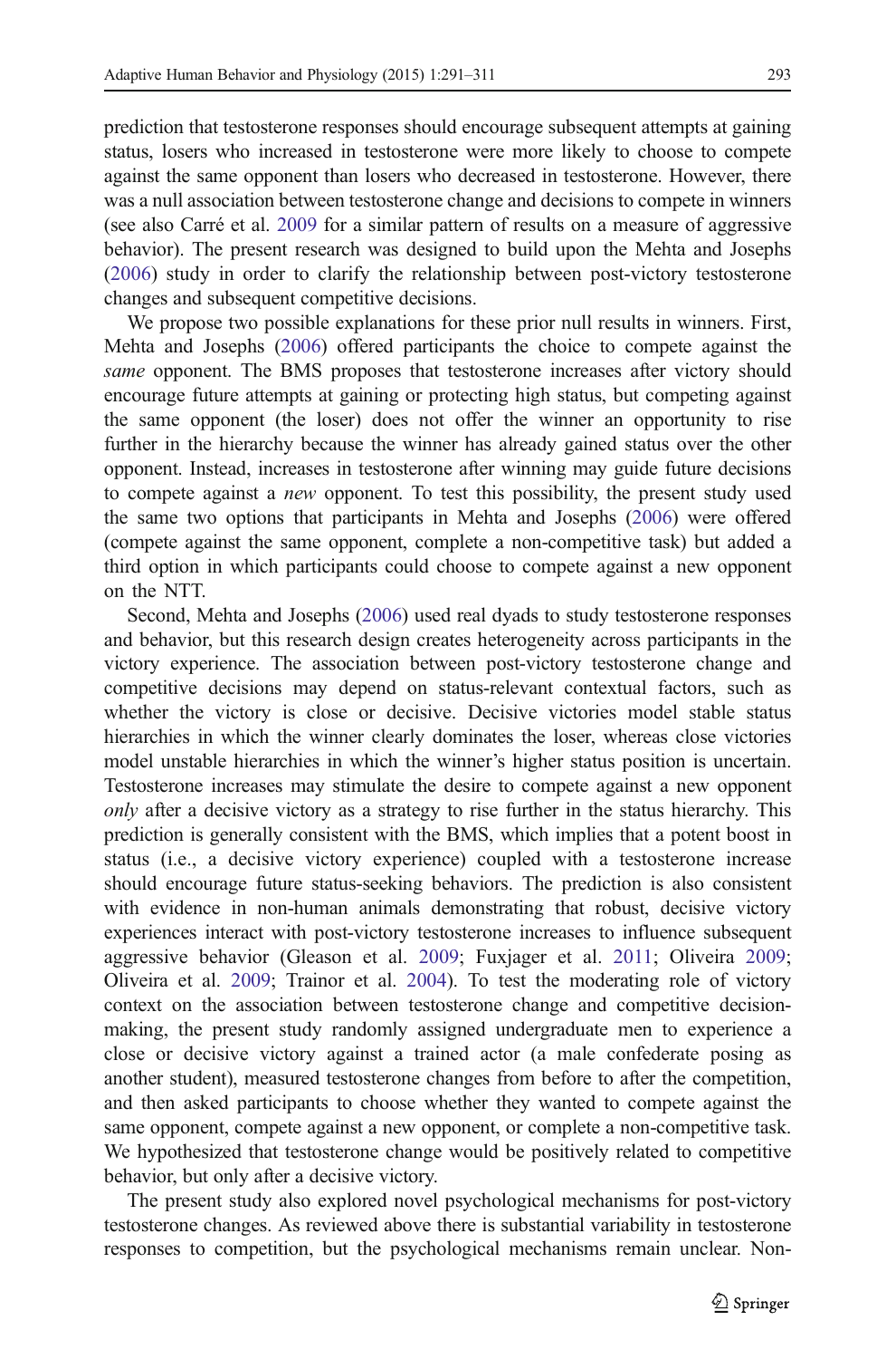prediction that testosterone responses should encourage subsequent attempts at gaining status, losers who increased in testosterone were more likely to choose to compete against the same opponent than losers who decreased in testosterone. However, there was a null association between testosterone change and decisions to compete in winners (see also Carré et al. 2009 for a similar pattern of results on a measure of aggressive behavior). The present research was designed to build upon the Mehta and Josephs (2006) study in order to clarify the relationship between post-victory testosterone changes and subsequent competitive decisions.

We propose two possible explanations for these prior null results in winners. First, Mehta and Josephs (2006) offered participants the choice to compete against the *same* opponent. The BMS proposes that testosterone increases after victory should encourage future attempts at gaining or protecting high status, but competing against the same opponent (the loser) does not offer the winner an opportunity to rise further in the hierarchy because the winner has already gained status over the other opponent. Instead, increases in testosterone after winning may guide future decisions to compete against a *new* opponent. To test this possibility, the present study used the same two options that participants in Mehta and Josephs (2006) were offered (compete against the same opponent, complete a non-competitive task) but added a third option in which participants could choose to compete against a new opponent on the NTT.

Second, Mehta and Josephs (2006) used real dyads to study testosterone responses and behavior, but this research design creates heterogeneity across participants in the victory experience. The association between post-victory testosterone change and competitive decisions may depend on status-relevant contextual factors, such as whether the victory is close or decisive. Decisive victories model stable status hierarchies in which the winner clearly dominates the loser, whereas close victories model unstable hierarchies in which the winner's higher status position is uncertain. Testosterone increases may stimulate the desire to compete against a new opponent *only* after a decisive victory as a strategy to rise further in the status hierarchy. This prediction is generally consistent with the BMS, which implies that a potent boost in status (i.e., a decisive victory experience) coupled with a testosterone increase should encourage future status-seeking behaviors. The prediction is also consistent with evidence in non-human animals demonstrating that robust, decisive victory experiences interact with post-victory testosterone increases to influence subsequent aggressive behavior (Gleason et al. 2009; Fuxjager et al. 2011; Oliveira 2009; Oliveira et al. 2009; Trainor et al. 2004). To test the moderating role of victory context on the association between testosterone change and competitive decision-making, the present study randomly assigned undergraduate men to experience a close or decisive victory against a trained actor (a male confederate posing as another student), measured testosterone changes from before to after the competition, and then asked participants to choose whether they wanted to compete against the same opponent, compete against a new opponent, or complete a non-competitive task. We hypothesized that testosterone change would be positively related to competitive behavior, but only after a decisive victory.

The present study also explored novel psychological mechanisms for post-victory testosterone changes. As reviewed above there is substantial variability in testosterone responses to competition, but the psychological mechanisms remain unclear. Non-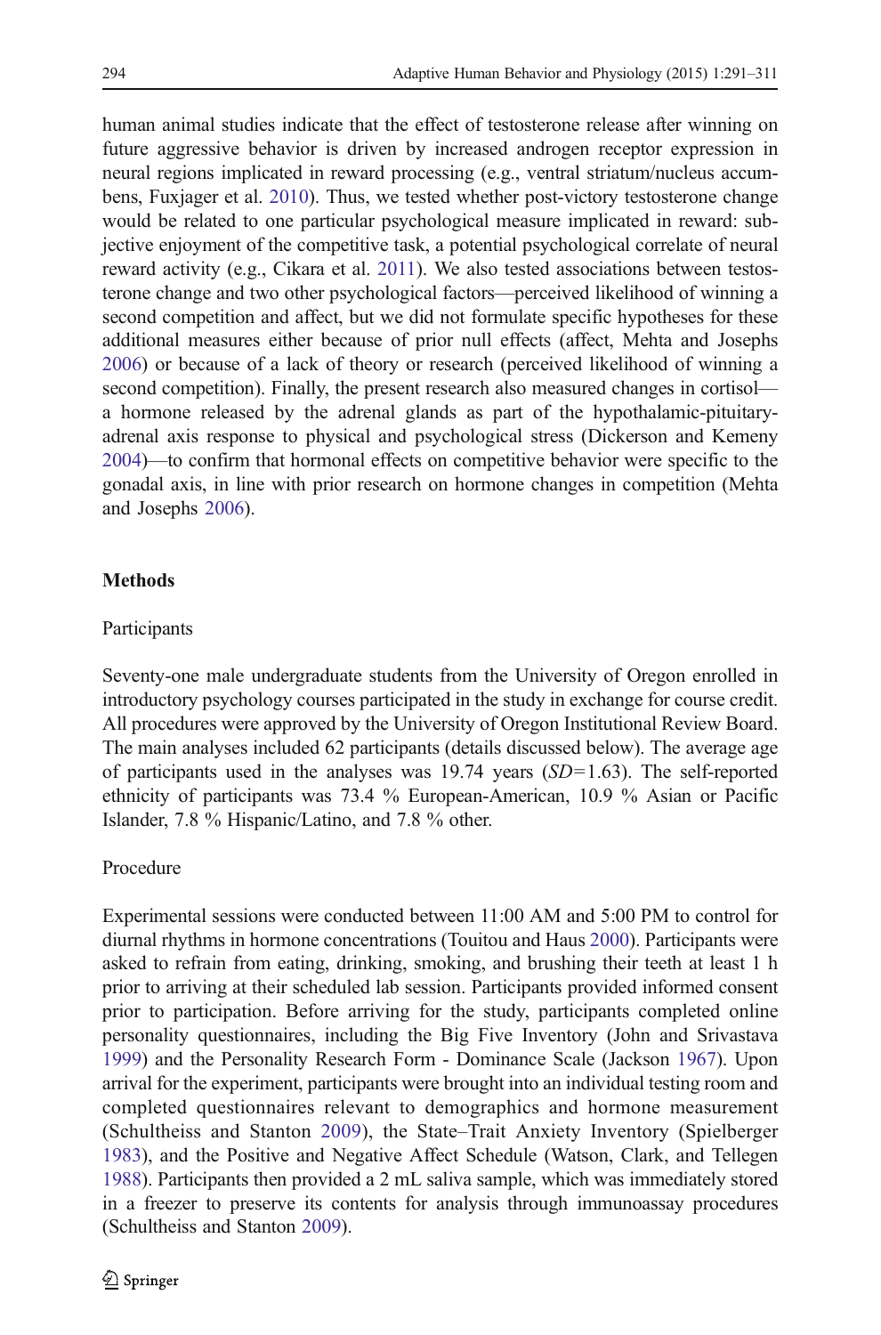human animal studies indicate that the effect of testosterone release after winning on future aggressive behavior is driven by increased androgen receptor expression in neural regions implicated in reward processing (e.g., ventral striatum/nucleus accumbens, Fuxjager et al. 2010). Thus, we tested whether post-victory testosterone change would be related to one particular psychological measure implicated in reward: subjective enjoyment of the competitive task, a potential psychological correlate of neural reward activity (e.g., Cikara et al. 2011). We also tested associations between testosterone change and two other psychological factors—perceived likelihood of winning a second competition and affect, but we did not formulate specific hypotheses for these additional measures either because of prior null effects (affect, Mehta and Josephs 2006) or because of a lack of theory or research (perceived likelihood of winning a second competition). Finally, the present research also measured changes in cortisol—a hormone released by the adrenal glands as part of the hypothalamic-pituitary-adrenal axis response to physical and psychological stress (Dickerson and Kemeny 2004)—to confirm that hormonal effects on competitive behavior were specific to the gonadal axis, in line with prior research on hormone changes in competition (Mehta and Josephs 2006).

## Methods

### Participants

Seventy-one male undergraduate students from the University of Oregon enrolled in introductory psychology courses participated in the study in exchange for course credit. All procedures were approved by the University of Oregon Institutional Review Board. The main analyses included 62 participants (details discussed below). The average age of participants used in the analyses was 19.74 years ($SD$=1.63). The self-reported ethnicity of participants was 73.4 % European-American, 10.9 % Asian or Pacific Islander, 7.8 % Hispanic/Latino, and 7.8 % other.

### Procedure

Experimental sessions were conducted between 11:00 AM and 5:00 PM to control for diurnal rhythms in hormone concentrations (Touitou and Haus 2000). Participants were asked to refrain from eating, drinking, smoking, and brushing their teeth at least 1 h prior to arriving at their scheduled lab session. Participants provided informed consent prior to participation. Before arriving for the study, participants completed online personality questionnaires, including the Big Five Inventory (John and Srivastava 1999) and the Personality Research Form - Dominance Scale (Jackson 1967). Upon arrival for the experiment, participants were brought into an individual testing room and completed questionnaires relevant to demographics and hormone measurement (Schultheiss and Stanton 2009), the State–Trait Anxiety Inventory (Spielberger 1983), and the Positive and Negative Affect Schedule (Watson, Clark, and Tellegen 1988). Participants then provided a 2 mL saliva sample, which was immediately stored in a freezer to preserve its contents for analysis through immunoassay procedures (Schultheiss and Stanton 2009).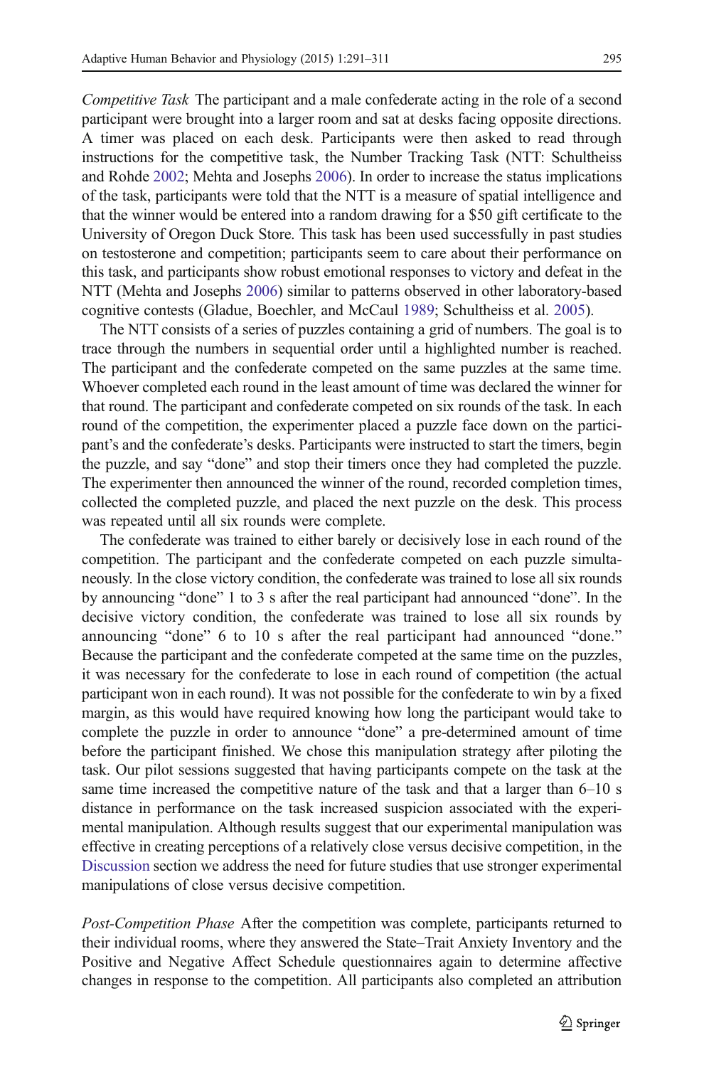*Competitive Task* The participant and a male confederate acting in the role of a second participant were brought into a larger room and sat at desks facing opposite directions. A timer was placed on each desk. Participants were then asked to read through instructions for the competitive task, the Number Tracking Task (NTT: Schultheiss and Rohde 2002; Mehta and Josephs 2006). In order to increase the status implications of the task, participants were told that the NTT is a measure of spatial intelligence and that the winner would be entered into a random drawing for a $50 gift certificate to the University of Oregon Duck Store. This task has been used successfully in past studies on testosterone and competition; participants seem to care about their performance on this task, and participants show robust emotional responses to victory and defeat in the NTT (Mehta and Josephs 2006) similar to patterns observed in other laboratory-based cognitive contests (Gladue, Boechler, and McCaul 1989; Schultheiss et al. 2005).

The NTT consists of a series of puzzles containing a grid of numbers. The goal is to trace through the numbers in sequential order until a highlighted number is reached. The participant and the confederate competed on the same puzzles at the same time. Whoever completed each round in the least amount of time was declared the winner for that round. The participant and confederate competed on six rounds of the task. In each round of the competition, the experimenter placed a puzzle face down on the participant's and the confederate's desks. Participants were instructed to start the timers, begin the puzzle, and say "done" and stop their timers once they had completed the puzzle. The experimenter then announced the winner of the round, recorded completion times, collected the completed puzzle, and placed the next puzzle on the desk. This process was repeated until all six rounds were complete.

The confederate was trained to either barely or decisively lose in each round of the competition. The participant and the confederate competed on each puzzle simultaneously. In the close victory condition, the confederate was trained to lose all six rounds by announcing "done" 1 to 3 s after the real participant had announced "done". In the decisive victory condition, the confederate was trained to lose all six rounds by announcing "done" 6 to 10 s after the real participant had announced "done." Because the participant and the confederate competed at the same time on the puzzles, it was necessary for the confederate to lose in each round of competition (the actual participant won in each round). It was not possible for the confederate to win by a fixed margin, as this would have required knowing how long the participant would take to complete the puzzle in order to announce "done" a pre-determined amount of time before the participant finished. We chose this manipulation strategy after piloting the task. Our pilot sessions suggested that having participants compete on the task at the same time increased the competitive nature of the task and that a larger than 6–10 s distance in performance on the task increased suspicion associated with the experimental manipulation. Although results suggest that our experimental manipulation was effective in creating perceptions of a relatively close versus decisive competition, in the Discussion section we address the need for future studies that use stronger experimental manipulations of close versus decisive competition.

*Post-Competition Phase* After the competition was complete, participants returned to their individual rooms, where they answered the State–Trait Anxiety Inventory and the Positive and Negative Affect Schedule questionnaires again to determine affective changes in response to the competition. All participants also completed an attribution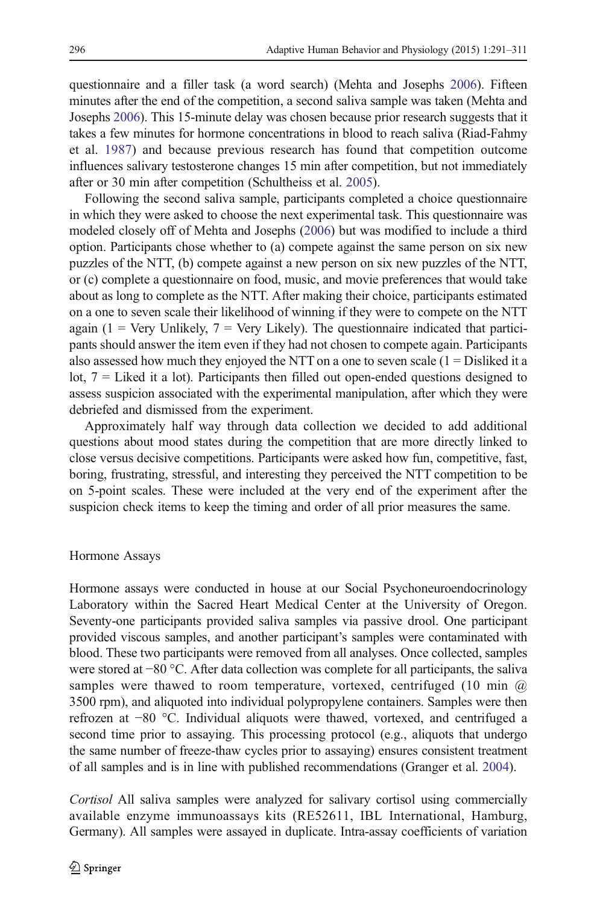questionnaire and a filler task (a word search) (Mehta and Josephs 2006). Fifteen minutes after the end of the competition, a second saliva sample was taken (Mehta and Josephs 2006). This 15-minute delay was chosen because prior research suggests that it takes a few minutes for hormone concentrations in blood to reach saliva (Riad-Fahmy et al. 1987) and because previous research has found that competition outcome influences salivary testosterone changes 15 min after competition, but not immediately after or 30 min after competition (Schultheiss et al. 2005).

Following the second saliva sample, participants completed a choice questionnaire in which they were asked to choose the next experimental task. This questionnaire was modeled closely off of Mehta and Josephs (2006) but was modified to include a third option. Participants chose whether to (a) compete against the same person on six new puzzles of the NTT, (b) compete against a new person on six new puzzles of the NTT, or (c) complete a questionnaire on food, music, and movie preferences that would take about as long to complete as the NTT. After making their choice, participants estimated on a one to seven scale their likelihood of winning if they were to compete on the NTT again (1 = Very Unlikely, 7 = Very Likely). The questionnaire indicated that participants should answer the item even if they had not chosen to compete again. Participants also assessed how much they enjoyed the NTT on a one to seven scale (1 = Disliked it a lot, 7 = Liked it a lot). Participants then filled out open-ended questions designed to assess suspicion associated with the experimental manipulation, after which they were debriefed and dismissed from the experiment.

Approximately half way through data collection we decided to add additional questions about mood states during the competition that are more directly linked to close versus decisive competitions. Participants were asked how fun, competitive, fast, boring, frustrating, stressful, and interesting they perceived the NTT competition to be on 5-point scales. These were included at the very end of the experiment after the suspicion check items to keep the timing and order of all prior measures the same.

## Hormone Assays

Hormone assays were conducted in house at our Social Psychoneuroendocrinology Laboratory within the Sacred Heart Medical Center at the University of Oregon. Seventy-one participants provided saliva samples via passive drool. One participant provided viscous samples, and another participant's samples were contaminated with blood. These two participants were removed from all analyses. Once collected, samples were stored at −80 °C. After data collection was complete for all participants, the saliva samples were thawed to room temperature, vortexed, centrifuged (10 min @ 3500 rpm), and aliquoted into individual polypropylene containers. Samples were then refrozen at −80 °C. Individual aliquots were thawed, vortexed, and centrifuged a second time prior to assaying. This processing protocol (e.g., aliquots that undergo the same number of freeze-thaw cycles prior to assaying) ensures consistent treatment of all samples and is in line with published recommendations (Granger et al. 2004).

*Cortisol* All saliva samples were analyzed for salivary cortisol using commercially available enzyme immunoassays kits (RE52611, IBL International, Hamburg, Germany). All samples were assayed in duplicate. Intra-assay coefficients of variation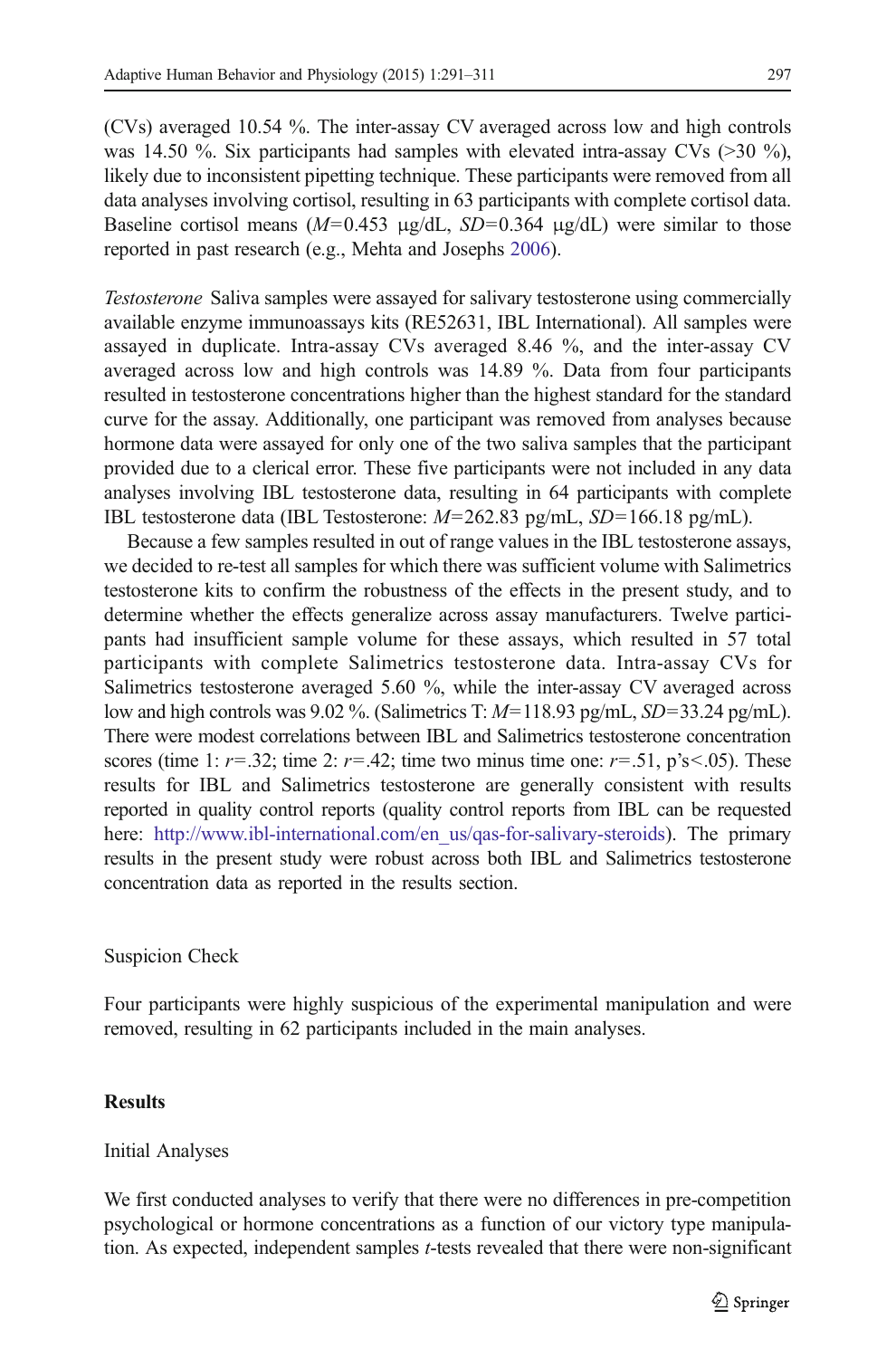(CVs) averaged 10.54 %. The inter-assay CV averaged across low and high controls was 14.50 %. Six participants had samples with elevated intra-assay CVs (>30 %), likely due to inconsistent pipetting technique. These participants were removed from all data analyses involving cortisol, resulting in 63 participants with complete cortisol data. Baseline cortisol means ($M$=0.453 μg/dL, $SD$=0.364 μg/dL) were similar to those reported in past research (e.g., Mehta and Josephs 2006).

*Testosterone* Saliva samples were assayed for salivary testosterone using commercially available enzyme immunoassays kits (RE52631, IBL International). All samples were assayed in duplicate. Intra-assay CVs averaged 8.46 %, and the inter-assay CV averaged across low and high controls was 14.89 %. Data from four participants resulted in testosterone concentrations higher than the highest standard for the standard curve for the assay. Additionally, one participant was removed from analyses because hormone data were assayed for only one of the two saliva samples that the participant provided due to a clerical error. These five participants were not included in any data analyses involving IBL testosterone data, resulting in 64 participants with complete IBL testosterone data (IBL Testosterone: $M$=262.83 pg/mL, $SD$=166.18 pg/mL).

Because a few samples resulted in out of range values in the IBL testosterone assays, we decided to re-test all samples for which there was sufficient volume with Salimetrics testosterone kits to confirm the robustness of the effects in the present study, and to determine whether the effects generalize across assay manufacturers. Twelve participants had insufficient sample volume for these assays, which resulted in 57 total participants with complete Salimetrics testosterone data. Intra-assay CVs for Salimetrics testosterone averaged 5.60 %, while the inter-assay CV averaged across low and high controls was 9.02 %. (Salimetrics T: $M$=118.93 pg/mL, $SD$=33.24 pg/mL). There were modest correlations between IBL and Salimetrics testosterone concentration scores (time 1: $r$=.32; time 2: $r$=.42; time two minus time one: $r$=.51, p's<.05). These results for IBL and Salimetrics testosterone are generally consistent with results reported in quality control reports (quality control reports from IBL can be requested here: http://www.ibl-international.com/en_us/qas-for-salivary-steroids). The primary results in the present study were robust across both IBL and Salimetrics testosterone concentration data as reported in the results section.

### Suspicion Check

Four participants were highly suspicious of the experimental manipulation and were removed, resulting in 62 participants included in the main analyses.

## Results

### Initial Analyses

We first conducted analyses to verify that there were no differences in pre-competition psychological or hormone concentrations as a function of our victory type manipulation. As expected, independent samples $t$-tests revealed that there were non-significant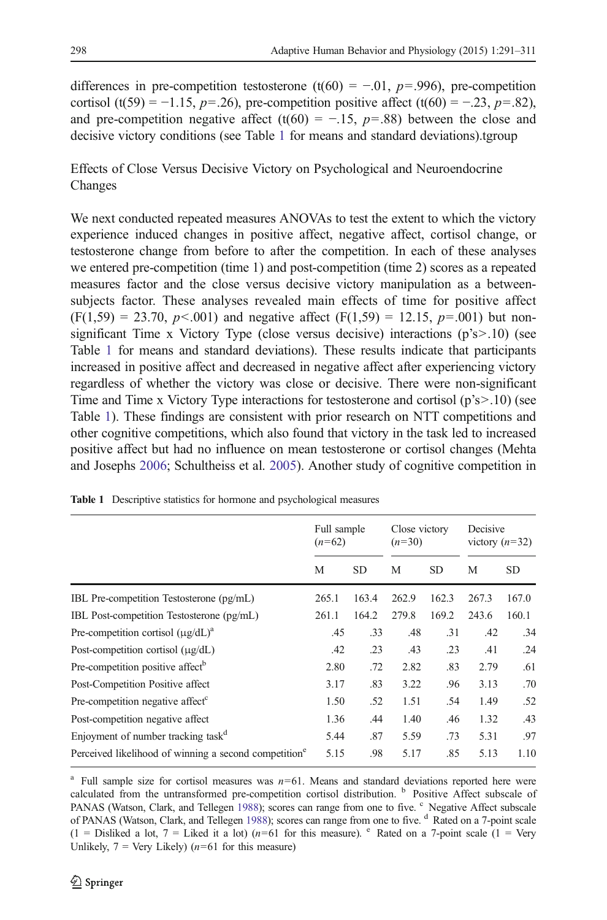differences in pre-competition testosterone ($t(60) = -.01$, $p=.996$), pre-competition cortisol ($t(59) = -1.15$, $p=.26$), pre-competition positive affect ($t(60) = -.23$, $p=.82$), and pre-competition negative affect ($t(60) = -.15$, $p=.88$) between the close and decisive victory conditions (see Table 1 for means and standard deviations).tgroup

## Effects of Close Versus Decisive Victory on Psychological and Neuroendocrine Changes

We next conducted repeated measures ANOVAs to test the extent to which the victory experience induced changes in positive affect, negative affect, cortisol change, or testosterone change from before to after the competition. In each of these analyses we entered pre-competition (time 1) and post-competition (time 2) scores as a repeated measures factor and the close versus decisive victory manipulation as a between-subjects factor. These analyses revealed main effects of time for positive affect ($F(1,59) = 23.70$, $p<.001$) and negative affect ($F(1,59) = 12.15$, $p=.001$) but non-significant Time x Victory Type (close versus decisive) interactions (p's>.10) (see Table 1 for means and standard deviations). These results indicate that participants increased in positive affect and decreased in negative affect after experiencing victory regardless of whether the victory was close or decisive. There were non-significant Time and Time x Victory Type interactions for testosterone and cortisol (p's>.10) (see Table 1). These findings are consistent with prior research on NTT competitions and other cognitive competitions, which also found that victory in the task led to increased positive affect but had no influence on mean testosterone or cortisol changes (Mehta and Josephs 2006; Schultheiss et al. 2005). Another study of cognitive competition in

**Table 1** Descriptive statistics for hormone and psychological measures

| | Full sample ($n=62$) | | Close victory ($n=30$) | | Decisive victory ($n=32$) | |
|---|---|---|---|---|---|---|
| | M | SD | M | SD | M | SD |
| IBL Pre-competition Testosterone (pg/mL) | 265.1 | 163.4 | 262.9 | 162.3 | 267.3 | 167.0 |
| IBL Post-competition Testosterone (pg/mL) | 261.1 | 164.2 | 279.8 | 169.2 | 243.6 | 160.1 |
| Pre-competition cortisol (μg/dL)[a] | .45 | .33 | .48 | .31 | .42 | .34 |
| Post-competition cortisol (μg/dL) | .42 | .23 | .43 | .23 | .41 | .24 |
| Pre-competition positive affect[b] | 2.80 | .72 | 2.82 | .83 | 2.79 | .61 |
| Post-Competition Positive affect | 3.17 | .83 | 3.22 | .96 | 3.13 | .70 |
| Pre-competition negative affect[c] | 1.50 | .52 | 1.51 | .54 | 1.49 | .52 |
| Post-competition negative affect | 1.36 | .44 | 1.40 | .46 | 1.32 | .43 |
| Enjoyment of number tracking task[d] | 5.44 | .87 | 5.59 | .73 | 5.31 | .97 |
| Perceived likelihood of winning a second competition[e] | 5.15 | .98 | 5.17 | .85 | 5.13 | 1.10 |

[a] Full sample size for cortisol measures was $n=61$. Means and standard deviations reported here were calculated from the untransformed pre-competition cortisol distribution. [b] Positive Affect subscale of PANAS (Watson, Clark, and Tellegen 1988); scores can range from one to five. [c] Negative Affect subscale of PANAS (Watson, Clark, and Tellegen 1988); scores can range from one to five. [d] Rated on a 7-point scale (1 = Disliked a lot, 7 = Liked it a lot) ($n=61$ for this measure). [e] Rated on a 7-point scale (1 = Very Unlikely, 7 = Very Likely) ($n=61$ for this measure)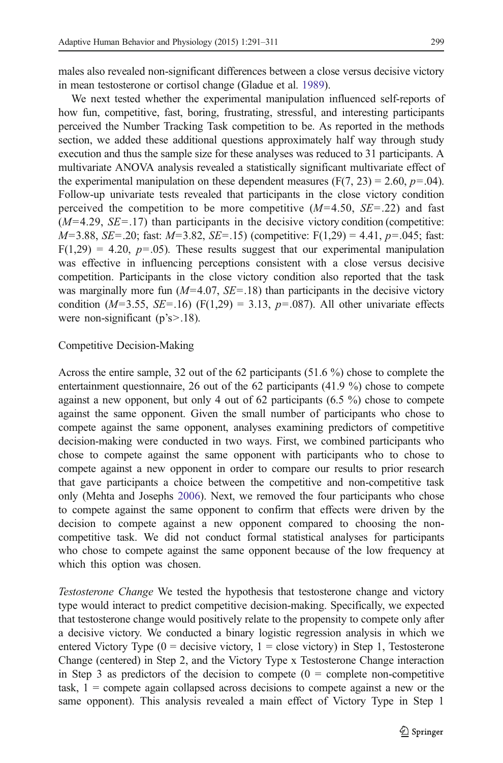males also revealed non-significant differences between a close versus decisive victory in mean testosterone or cortisol change (Gladue et al. 1989).

We next tested whether the experimental manipulation influenced self-reports of how fun, competitive, fast, boring, frustrating, stressful, and interesting participants perceived the Number Tracking Task competition to be. As reported in the methods section, we added these additional questions approximately half way through study execution and thus the sample size for these analyses was reduced to 31 participants. A multivariate ANOVA analysis revealed a statistically significant multivariate effect of the experimental manipulation on these dependent measures ($F(7, 23) = 2.60$, $p=.04$). Follow-up univariate tests revealed that participants in the close victory condition perceived the competition to be more competitive ($M=4.50$, $SE=.22$) and fast ($M=4.29$, $SE=.17$) than participants in the decisive victory condition (competitive: $M=3.88$, $SE=.20$; fast: $M=3.82$, $SE=.15$) (competitive: $F(1,29) = 4.41$, $p=.045$; fast: $F(1,29) = 4.20$, $p=.05$). These results suggest that our experimental manipulation was effective in influencing perceptions consistent with a close versus decisive competition. Participants in the close victory condition also reported that the task was marginally more fun ($M=4.07$, $SE=.18$) than participants in the decisive victory condition ($M=3.55$, $SE=.16$) ($F(1,29) = 3.13$, $p=.087$). All other univariate effects were non-significant (p's>.18).

## Competitive Decision-Making

Across the entire sample, 32 out of the 62 participants (51.6 %) chose to complete the entertainment questionnaire, 26 out of the 62 participants (41.9 %) chose to compete against a new opponent, but only 4 out of 62 participants (6.5 %) chose to compete against the same opponent. Given the small number of participants who chose to compete against the same opponent, analyses examining predictors of competitive decision-making were conducted in two ways. First, we combined participants who chose to compete against the same opponent with participants who to chose to compete against a new opponent in order to compare our results to prior research that gave participants a choice between the competitive and non-competitive task only (Mehta and Josephs 2006). Next, we removed the four participants who chose to compete against the same opponent to confirm that effects were driven by the decision to compete against a new opponent compared to choosing the non-competitive task. We did not conduct formal statistical analyses for participants who chose to compete against the same opponent because of the low frequency at which this option was chosen.

*Testosterone Change* We tested the hypothesis that testosterone change and victory type would interact to predict competitive decision-making. Specifically, we expected that testosterone change would positively relate to the propensity to compete only after a decisive victory. We conducted a binary logistic regression analysis in which we entered Victory Type (0 = decisive victory, 1 = close victory) in Step 1, Testosterone Change (centered) in Step 2, and the Victory Type x Testosterone Change interaction in Step 3 as predictors of the decision to compete (0 = complete non-competitive task, 1 = compete again collapsed across decisions to compete against a new or the same opponent). This analysis revealed a main effect of Victory Type in Step 1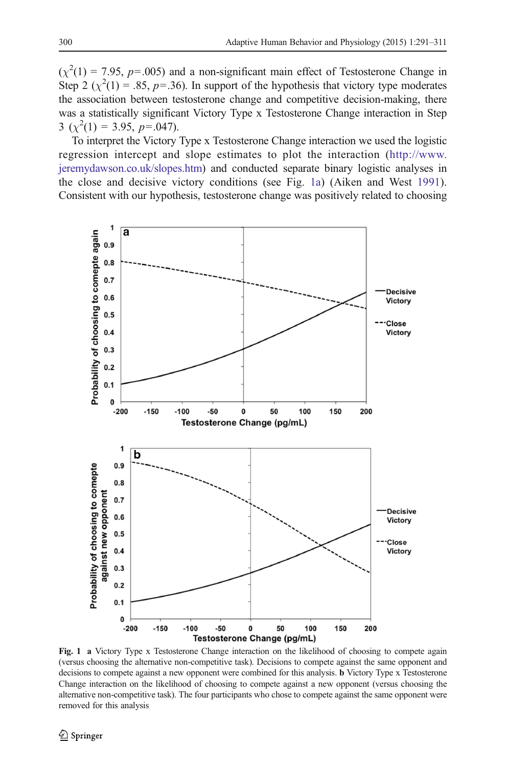($\chi^2(1) = 7.95$, $p=.005$) and a non-significant main effect of Testosterone Change in Step 2 ($\chi^2(1) = .85$, $p=.36$). In support of the hypothesis that victory type moderates the association between testosterone change and competitive decision-making, there was a statistically significant Victory Type x Testosterone Change interaction in Step 3 ($\chi^2(1) = 3.95$, $p=.047$).

To interpret the Victory Type x Testosterone Change interaction we used the logistic regression intercept and slope estimates to plot the interaction (http://www.jeremydawson.co.uk/slopes.htm) and conducted separate binary logistic analyses in the close and decisive victory conditions (see Fig. 1a) (Aiken and West 1991). Consistent with our hypothesis, testosterone change was positively related to choosing

**Fig. 1** **a** Victory Type x Testosterone Change interaction on the likelihood of choosing to compete again (versus choosing the alternative non-competitive task). Decisions to compete against the same opponent and decisions to compete against a new opponent were combined for this analysis. **b** Victory Type x Testosterone Change interaction on the likelihood of choosing to compete against a new opponent (versus choosing the alternative non-competitive task). The four participants who chose to compete against the same opponent were removed for this analysis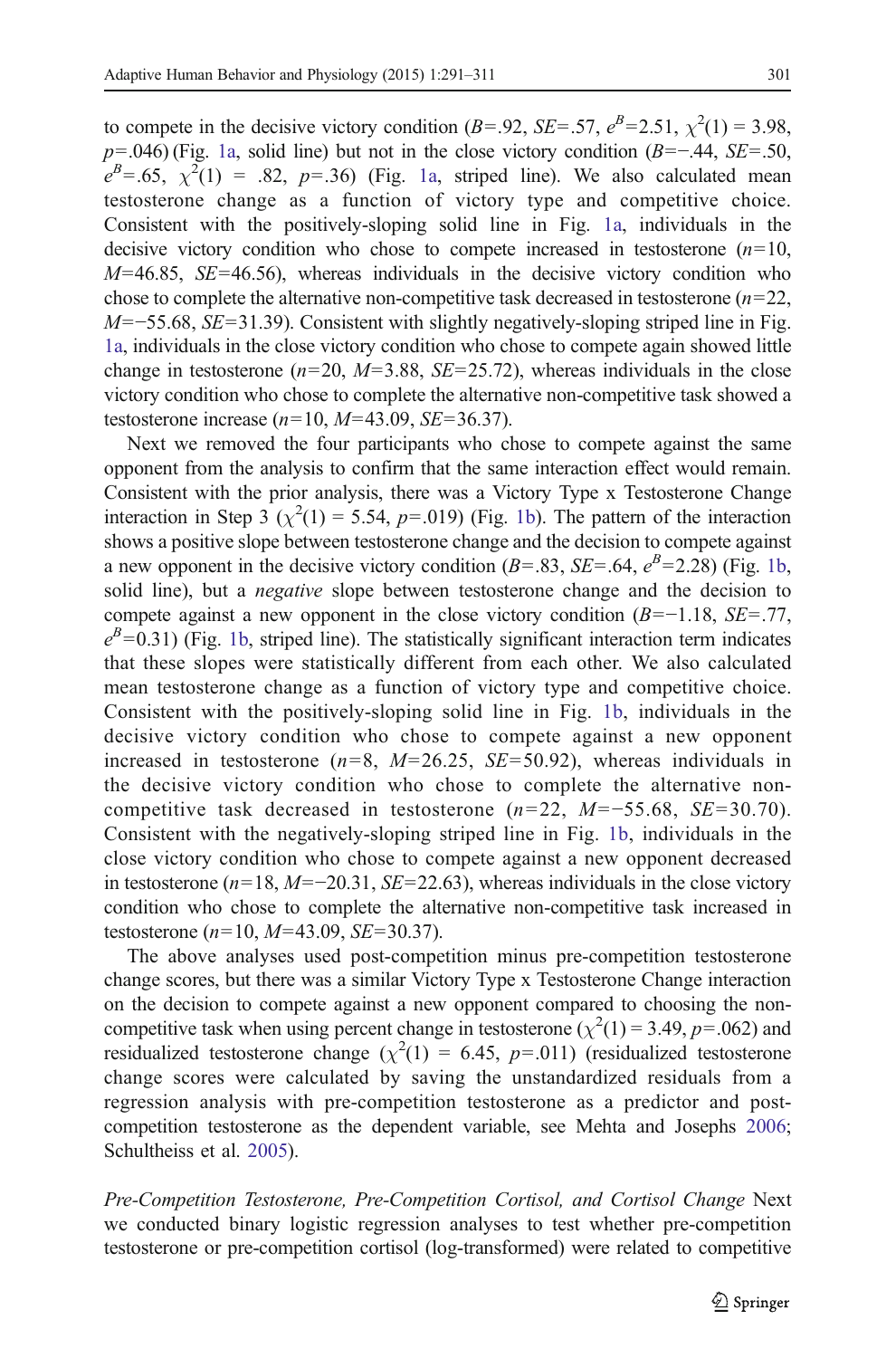to compete in the decisive victory condition ($B$=.92, $SE$=.57, $e^B$=2.51, $\chi^2(1)$ = 3.98, $p$=.046) (Fig. 1a, solid line) but not in the close victory condition ($B$=−.44, $SE$=.50, $e^B$=.65, $\chi^2(1)$ = .82, $p$=.36) (Fig. 1a, striped line). We also calculated mean testosterone change as a function of victory type and competitive choice. Consistent with the positively-sloping solid line in Fig. 1a, individuals in the decisive victory condition who chose to compete increased in testosterone ($n$=10, $M$=46.85, $SE$=46.56), whereas individuals in the decisive victory condition who chose to complete the alternative non-competitive task decreased in testosterone ($n$=22, $M$=−55.68, $SE$=31.39). Consistent with slightly negatively-sloping striped line in Fig. 1a, individuals in the close victory condition who chose to compete again showed little change in testosterone ($n$=20, $M$=3.88, $SE$=25.72), whereas individuals in the close victory condition who chose to complete the alternative non-competitive task showed a testosterone increase ($n$=10, $M$=43.09, $SE$=36.37).

Next we removed the four participants who chose to compete against the same opponent from the analysis to confirm that the same interaction effect would remain. Consistent with the prior analysis, there was a Victory Type x Testosterone Change interaction in Step 3 ($\chi^2(1)$ = 5.54, $p$=.019) (Fig. 1b). The pattern of the interaction shows a positive slope between testosterone change and the decision to compete against a new opponent in the decisive victory condition ($B$=.83, $SE$=.64, $e^B$=2.28) (Fig. 1b, solid line), but a *negative* slope between testosterone change and the decision to compete against a new opponent in the close victory condition ($B$=−1.18, $SE$=.77, $e^B$=0.31) (Fig. 1b, striped line). The statistically significant interaction term indicates that these slopes were statistically different from each other. We also calculated mean testosterone change as a function of victory type and competitive choice. Consistent with the positively-sloping solid line in Fig. 1b, individuals in the decisive victory condition who chose to compete against a new opponent increased in testosterone ($n$=8, $M$=26.25, $SE$=50.92), whereas individuals in the decisive victory condition who chose to complete the alternative non-competitive task decreased in testosterone ($n$=22, $M$=−55.68, $SE$=30.70). Consistent with the negatively-sloping striped line in Fig. 1b, individuals in the close victory condition who chose to compete against a new opponent decreased in testosterone ($n$=18, $M$=−20.31, $SE$=22.63), whereas individuals in the close victory condition who chose to complete the alternative non-competitive task increased in testosterone ($n$=10, $M$=43.09, $SE$=30.37).

The above analyses used post-competition minus pre-competition testosterone change scores, but there was a similar Victory Type x Testosterone Change interaction on the decision to compete against a new opponent compared to choosing the non-competitive task when using percent change in testosterone ($\chi^2(1)$ = 3.49, $p$=.062) and residualized testosterone change ($\chi^2(1)$ = 6.45, $p$=.011) (residualized testosterone change scores were calculated by saving the unstandardized residuals from a regression analysis with pre-competition testosterone as a predictor and post-competition testosterone as the dependent variable, see Mehta and Josephs 2006; Schultheiss et al. 2005).

*Pre-Competition Testosterone, Pre-Competition Cortisol, and Cortisol Change* Next we conducted binary logistic regression analyses to test whether pre-competition testosterone or pre-competition cortisol (log-transformed) were related to competitive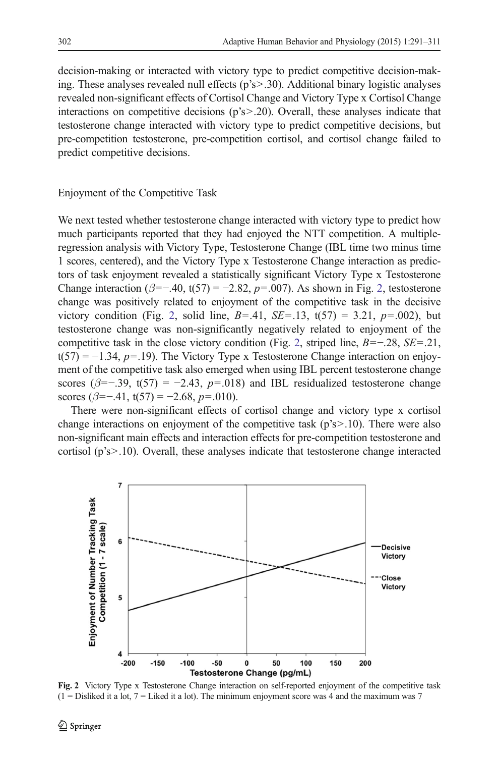decision-making or interacted with victory type to predict competitive decision-making. These analyses revealed null effects (p's>.30). Additional binary logistic analyses revealed non-significant effects of Cortisol Change and Victory Type x Cortisol Change interactions on competitive decisions (p's>.20). Overall, these analyses indicate that testosterone change interacted with victory type to predict competitive decisions, but pre-competition testosterone, pre-competition cortisol, and cortisol change failed to predict competitive decisions.

## Enjoyment of the Competitive Task

We next tested whether testosterone change interacted with victory type to predict how much participants reported that they had enjoyed the NTT competition. A multiple-regression analysis with Victory Type, Testosterone Change (IBL time two minus time 1 scores, centered), and the Victory Type x Testosterone Change interaction as predictors of task enjoyment revealed a statistically significant Victory Type x Testosterone Change interaction ($\beta=-.40$, $t(57)=-2.82$, $p=.007$). As shown in Fig. 2, testosterone change was positively related to enjoyment of the competitive task in the decisive victory condition (Fig. 2, solid line, $B=.41$, $SE=.13$, $t(57)=3.21$, $p=.002$), but testosterone change was non-significantly negatively related to enjoyment of the competitive task in the close victory condition (Fig. 2, striped line, $B=-.28$, $SE=.21$, $t(57)=-1.34$, $p=.19$). The Victory Type x Testosterone Change interaction on enjoyment of the competitive task also emerged when using IBL percent testosterone change scores ($\beta=-.39$, $t(57)=-2.43$, $p=.018$) and IBL residualized testosterone change scores ($\beta=-.41$, $t(57)=-2.68$, $p=.010$).

There were non-significant effects of cortisol change and victory type x cortisol change interactions on enjoyment of the competitive task (p's>.10). There were also non-significant main effects and interaction effects for pre-competition testosterone and cortisol (p's>.10). Overall, these analyses indicate that testosterone change interacted

**Fig. 2** Victory Type x Testosterone Change interaction on self-reported enjoyment of the competitive task (1 = Disliked it a lot, 7 = Liked it a lot). The minimum enjoyment score was 4 and the maximum was 7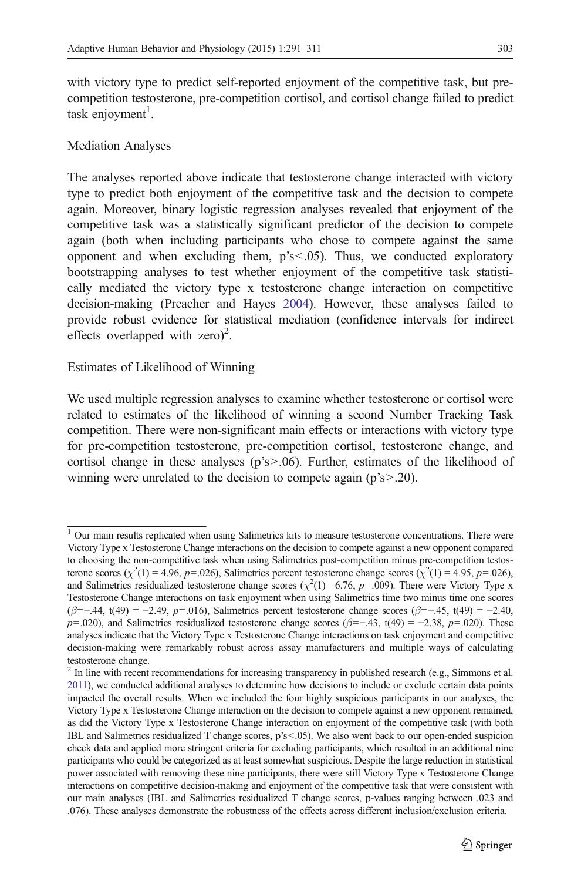with victory type to predict self-reported enjoyment of the competitive task, but pre-competition testosterone, pre-competition cortisol, and cortisol change failed to predict task enjoyment[1].

## Mediation Analyses

The analyses reported above indicate that testosterone change interacted with victory type to predict both enjoyment of the competitive task and the decision to compete again. Moreover, binary logistic regression analyses revealed that enjoyment of the competitive task was a statistically significant predictor of the decision to compete again (both when including participants who chose to compete against the same opponent and when excluding them, p's<.05). Thus, we conducted exploratory bootstrapping analyses to test whether enjoyment of the competitive task statistically mediated the victory type x testosterone change interaction on competitive decision-making (Preacher and Hayes 2004). However, these analyses failed to provide robust evidence for statistical mediation (confidence intervals for indirect effects overlapped with zero)[2].

## Estimates of Likelihood of Winning

We used multiple regression analyses to examine whether testosterone or cortisol were related to estimates of the likelihood of winning a second Number Tracking Task competition. There were non-significant main effects or interactions with victory type for pre-competition testosterone, pre-competition cortisol, testosterone change, and cortisol change in these analyses (p's>.06). Further, estimates of the likelihood of winning were unrelated to the decision to compete again (p's>.20).

---

[1] Our main results replicated when using Salimetrics kits to measure testosterone concentrations. There were Victory Type x Testosterone Change interactions on the decision to compete against a new opponent compared to choosing the non-competitive task when using Salimetrics post-competition minus pre-competition testosterone scores ($\chi^2(1) = 4.96$, $p=.026$), Salimetrics percent testosterone change scores ($\chi^2(1) = 4.95$, $p=.026$), and Salimetrics residualized testosterone change scores ($\chi^2(1) = 6.76$, $p=.009$). There were Victory Type x Testosterone Change interactions on task enjoyment when using Salimetrics time two minus time one scores ($\beta=-.44$, $t(49) = -2.49$, $p=.016$), Salimetrics percent testosterone change scores ($\beta=-.45$, $t(49) = -2.40$, $p=.020$), and Salimetrics residualized testosterone change scores ($\beta=-.43$, $t(49) = -2.38$, $p=.020$). These analyses indicate that the Victory Type x Testosterone Change interactions on task enjoyment and competitive decision-making were remarkably robust across assay manufacturers and multiple ways of calculating testosterone change.

[2] In line with recent recommendations for increasing transparency in published research (e.g., Simmons et al. 2011), we conducted additional analyses to determine how decisions to include or exclude certain data points impacted the overall results. When we included the four highly suspicious participants in our analyses, the Victory Type x Testosterone Change interaction on the decision to compete against a new opponent remained, as did the Victory Type x Testosterone Change interaction on enjoyment of the competitive task (with both IBL and Salimetrics residualized T change scores, p's<.05). We also went back to our open-ended suspicion check data and applied more stringent criteria for excluding participants, which resulted in an additional nine participants who could be categorized as at least somewhat suspicious. Despite the large reduction in statistical power associated with removing these nine participants, there were still Victory Type x Testosterone Change interactions on competitive decision-making and enjoyment of the competitive task that were consistent with our main analyses (IBL and Salimetrics residualized T change scores, p-values ranging between .023 and .076). These analyses demonstrate the robustness of the effects across different inclusion/exclusion criteria.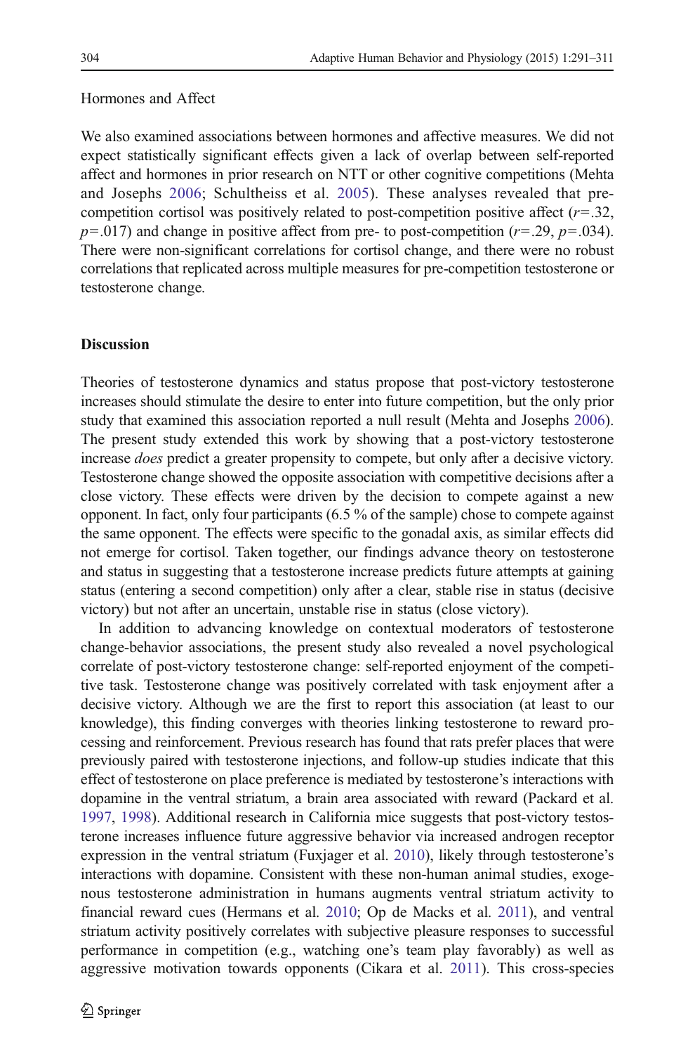Hormones and Affect

We also examined associations between hormones and affective measures. We did not expect statistically significant effects given a lack of overlap between self-reported affect and hormones in prior research on NTT or other cognitive competitions (Mehta and Josephs 2006; Schultheiss et al. 2005). These analyses revealed that pre-competition cortisol was positively related to post-competition positive affect ($r$=.32, $p$=.017) and change in positive affect from pre- to post-competition ($r$=.29, $p$=.034). There were non-significant correlations for cortisol change, and there were no robust correlations that replicated across multiple measures for pre-competition testosterone or testosterone change.

## Discussion

Theories of testosterone dynamics and status propose that post-victory testosterone increases should stimulate the desire to enter into future competition, but the only prior study that examined this association reported a null result (Mehta and Josephs 2006). The present study extended this work by showing that a post-victory testosterone increase *does* predict a greater propensity to compete, but only after a decisive victory. Testosterone change showed the opposite association with competitive decisions after a close victory. These effects were driven by the decision to compete against a new opponent. In fact, only four participants (6.5 % of the sample) chose to compete against the same opponent. The effects were specific to the gonadal axis, as similar effects did not emerge for cortisol. Taken together, our findings advance theory on testosterone and status in suggesting that a testosterone increase predicts future attempts at gaining status (entering a second competition) only after a clear, stable rise in status (decisive victory) but not after an uncertain, unstable rise in status (close victory).

In addition to advancing knowledge on contextual moderators of testosterone change-behavior associations, the present study also revealed a novel psychological correlate of post-victory testosterone change: self-reported enjoyment of the competitive task. Testosterone change was positively correlated with task enjoyment after a decisive victory. Although we are the first to report this association (at least to our knowledge), this finding converges with theories linking testosterone to reward processing and reinforcement. Previous research has found that rats prefer places that were previously paired with testosterone injections, and follow-up studies indicate that this effect of testosterone on place preference is mediated by testosterone's interactions with dopamine in the ventral striatum, a brain area associated with reward (Packard et al. 1997, 1998). Additional research in California mice suggests that post-victory testosterone increases influence future aggressive behavior via increased androgen receptor expression in the ventral striatum (Fuxjager et al. 2010), likely through testosterone's interactions with dopamine. Consistent with these non-human animal studies, exogenous testosterone administration in humans augments ventral striatum activity to financial reward cues (Hermans et al. 2010; Op de Macks et al. 2011), and ventral striatum activity positively correlates with subjective pleasure responses to successful performance in competition (e.g., watching one's team play favorably) as well as aggressive motivation towards opponents (Cikara et al. 2011). This cross-species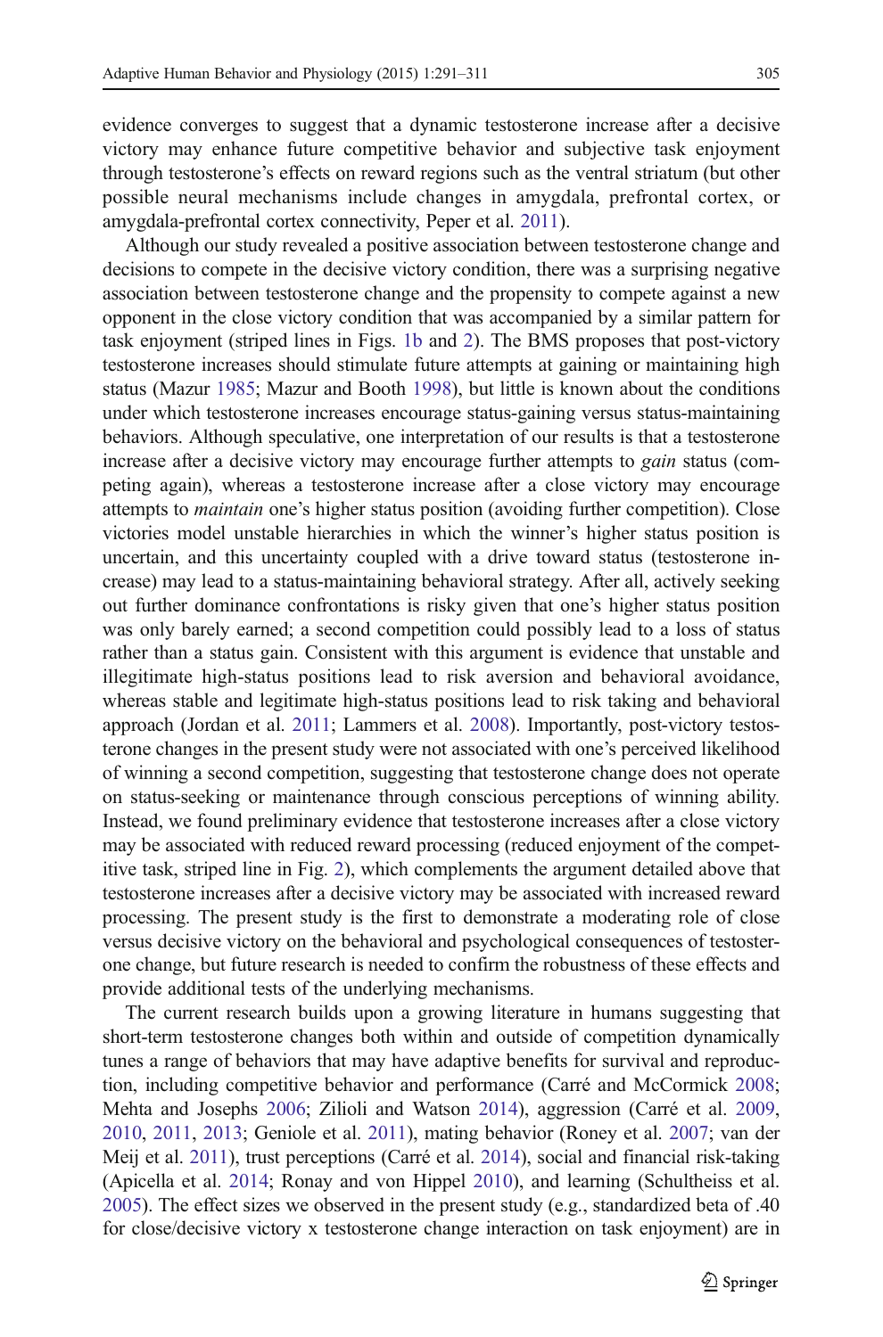evidence converges to suggest that a dynamic testosterone increase after a decisive victory may enhance future competitive behavior and subjective task enjoyment through testosterone's effects on reward regions such as the ventral striatum (but other possible neural mechanisms include changes in amygdala, prefrontal cortex, or amygdala-prefrontal cortex connectivity, Peper et al. 2011).

Although our study revealed a positive association between testosterone change and decisions to compete in the decisive victory condition, there was a surprising negative association between testosterone change and the propensity to compete against a new opponent in the close victory condition that was accompanied by a similar pattern for task enjoyment (striped lines in Figs. 1b and 2). The BMS proposes that post-victory testosterone increases should stimulate future attempts at gaining or maintaining high status (Mazur 1985; Mazur and Booth 1998), but little is known about the conditions under which testosterone increases encourage status-gaining versus status-maintaining behaviors. Although speculative, one interpretation of our results is that a testosterone increase after a decisive victory may encourage further attempts to *gain* status (competing again), whereas a testosterone increase after a close victory may encourage attempts to *maintain* one's higher status position (avoiding further competition). Close victories model unstable hierarchies in which the winner's higher status position is uncertain, and this uncertainty coupled with a drive toward status (testosterone increase) may lead to a status-maintaining behavioral strategy. After all, actively seeking out further dominance confrontations is risky given that one's higher status position was only barely earned; a second competition could possibly lead to a loss of status rather than a status gain. Consistent with this argument is evidence that unstable and illegitimate high-status positions lead to risk aversion and behavioral avoidance, whereas stable and legitimate high-status positions lead to risk taking and behavioral approach (Jordan et al. 2011; Lammers et al. 2008). Importantly, post-victory testosterone changes in the present study were not associated with one's perceived likelihood of winning a second competition, suggesting that testosterone change does not operate on status-seeking or maintenance through conscious perceptions of winning ability. Instead, we found preliminary evidence that testosterone increases after a close victory may be associated with reduced reward processing (reduced enjoyment of the competitive task, striped line in Fig. 2), which complements the argument detailed above that testosterone increases after a decisive victory may be associated with increased reward processing. The present study is the first to demonstrate a moderating role of close versus decisive victory on the behavioral and psychological consequences of testosterone change, but future research is needed to confirm the robustness of these effects and provide additional tests of the underlying mechanisms.

The current research builds upon a growing literature in humans suggesting that short-term testosterone changes both within and outside of competition dynamically tunes a range of behaviors that may have adaptive benefits for survival and reproduction, including competitive behavior and performance (Carré and McCormick 2008; Mehta and Josephs 2006; Zilioli and Watson 2014), aggression (Carré et al. 2009, 2010, 2011, 2013; Geniole et al. 2011), mating behavior (Roney et al. 2007; van der Meij et al. 2011), trust perceptions (Carré et al. 2014), social and financial risk-taking (Apicella et al. 2014; Ronay and von Hippel 2010), and learning (Schultheiss et al. 2005). The effect sizes we observed in the present study (e.g., standardized beta of .40 for close/decisive victory x testosterone change interaction on task enjoyment) are in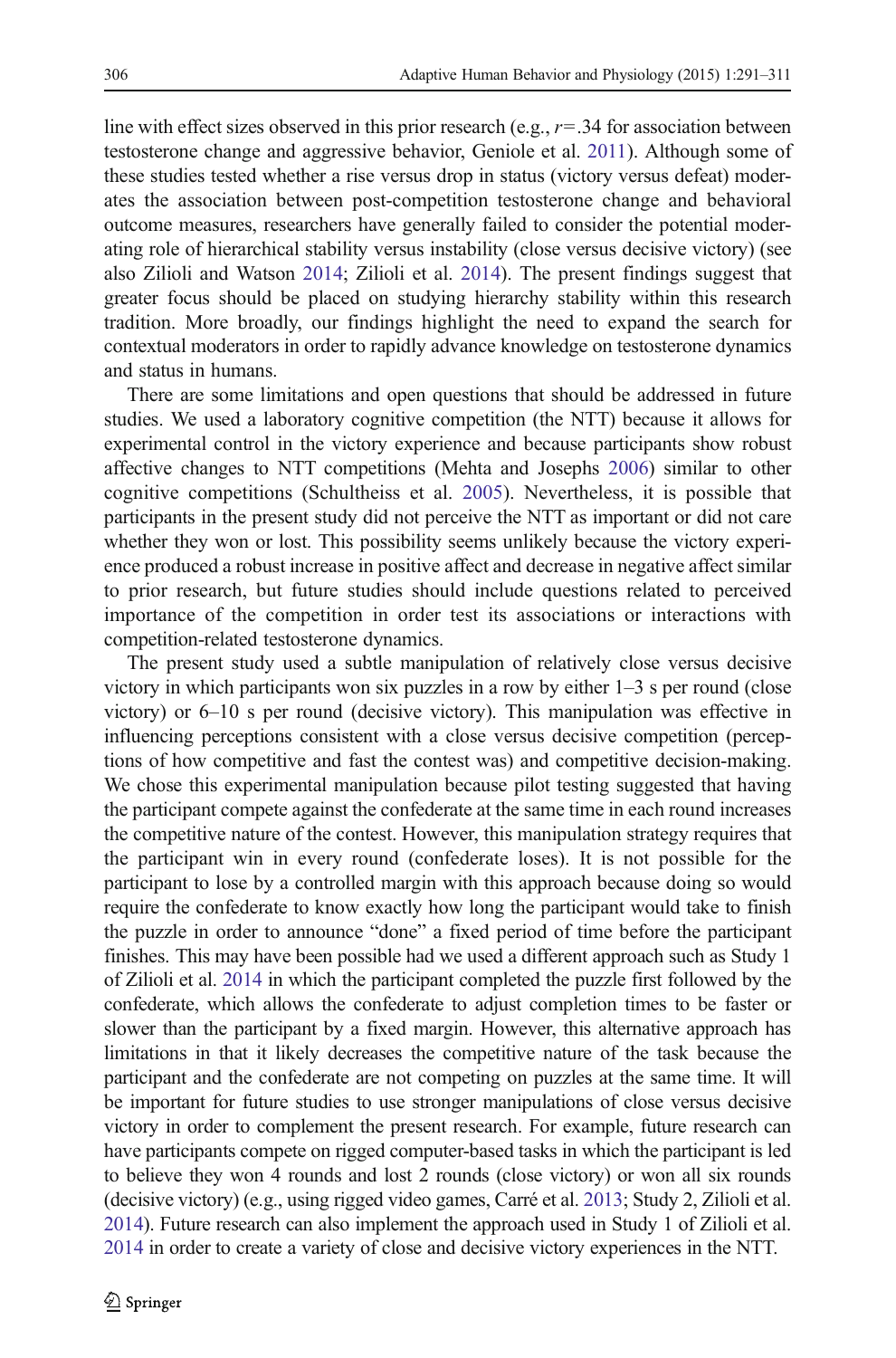line with effect sizes observed in this prior research (e.g., $r = .34$ for association between testosterone change and aggressive behavior, Geniole et al. 2011). Although some of these studies tested whether a rise versus drop in status (victory versus defeat) moderates the association between post-competition testosterone change and behavioral outcome measures, researchers have generally failed to consider the potential moderating role of hierarchical stability versus instability (close versus decisive victory) (see also Zilioli and Watson 2014; Zilioli et al. 2014). The present findings suggest that greater focus should be placed on studying hierarchy stability within this research tradition. More broadly, our findings highlight the need to expand the search for contextual moderators in order to rapidly advance knowledge on testosterone dynamics and status in humans.

There are some limitations and open questions that should be addressed in future studies. We used a laboratory cognitive competition (the NTT) because it allows for experimental control in the victory experience and because participants show robust affective changes to NTT competitions (Mehta and Josephs 2006) similar to other cognitive competitions (Schultheiss et al. 2005). Nevertheless, it is possible that participants in the present study did not perceive the NTT as important or did not care whether they won or lost. This possibility seems unlikely because the victory experience produced a robust increase in positive affect and decrease in negative affect similar to prior research, but future studies should include questions related to perceived importance of the competition in order test its associations or interactions with competition-related testosterone dynamics.

The present study used a subtle manipulation of relatively close versus decisive victory in which participants won six puzzles in a row by either 1–3 s per round (close victory) or 6–10 s per round (decisive victory). This manipulation was effective in influencing perceptions consistent with a close versus decisive competition (perceptions of how competitive and fast the contest was) and competitive decision-making. We chose this experimental manipulation because pilot testing suggested that having the participant compete against the confederate at the same time in each round increases the competitive nature of the contest. However, this manipulation strategy requires that the participant win in every round (confederate loses). It is not possible for the participant to lose by a controlled margin with this approach because doing so would require the confederate to know exactly how long the participant would take to finish the puzzle in order to announce "done" a fixed period of time before the participant finishes. This may have been possible had we used a different approach such as Study 1 of Zilioli et al. 2014 in which the participant completed the puzzle first followed by the confederate, which allows the confederate to adjust completion times to be faster or slower than the participant by a fixed margin. However, this alternative approach has limitations in that it likely decreases the competitive nature of the task because the participant and the confederate are not competing on puzzles at the same time. It will be important for future studies to use stronger manipulations of close versus decisive victory in order to complement the present research. For example, future research can have participants compete on rigged computer-based tasks in which the participant is led to believe they won 4 rounds and lost 2 rounds (close victory) or won all six rounds (decisive victory) (e.g., using rigged video games, Carré et al. 2013; Study 2, Zilioli et al. 2014). Future research can also implement the approach used in Study 1 of Zilioli et al. 2014 in order to create a variety of close and decisive victory experiences in the NTT.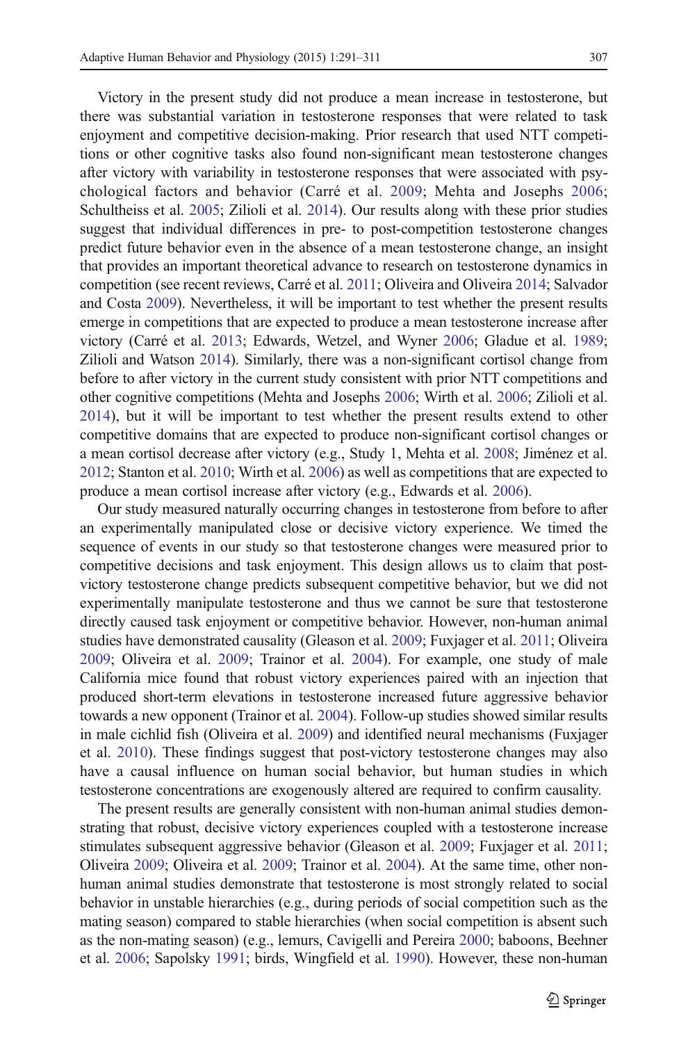Victory in the present study did not produce a mean increase in testosterone, but there was substantial variation in testosterone responses that were related to task enjoyment and competitive decision-making. Prior research that used NTT competitions or other cognitive tasks also found non-significant mean testosterone changes after victory with variability in testosterone responses that were associated with psychological factors and behavior (Carré et al. 2009; Mehta and Josephs 2006; Schultheiss et al. 2005; Zilioli et al. 2014). Our results along with these prior studies suggest that individual differences in pre- to post-competition testosterone changes predict future behavior even in the absence of a mean testosterone change, an insight that provides an important theoretical advance to research on testosterone dynamics in competition (see recent reviews, Carré et al. 2011; Oliveira and Oliveira 2014; Salvador and Costa 2009). Nevertheless, it will be important to test whether the present results emerge in competitions that are expected to produce a mean testosterone increase after victory (Carré et al. 2013; Edwards, Wetzel, and Wyner 2006; Gladue et al. 1989; Zilioli and Watson 2014). Similarly, there was a non-significant cortisol change from before to after victory in the current study consistent with prior NTT competitions and other cognitive competitions (Mehta and Josephs 2006; Wirth et al. 2006; Zilioli et al. 2014), but it will be important to test whether the present results extend to other competitive domains that are expected to produce non-significant cortisol changes or a mean cortisol decrease after victory (e.g., Study 1, Mehta et al. 2008; Jiménez et al. 2012; Stanton et al. 2010; Wirth et al. 2006) as well as competitions that are expected to produce a mean cortisol increase after victory (e.g., Edwards et al. 2006).

Our study measured naturally occurring changes in testosterone from before to after an experimentally manipulated close or decisive victory experience. We timed the sequence of events in our study so that testosterone changes were measured prior to competitive decisions and task enjoyment. This design allows us to claim that post-victory testosterone change predicts subsequent competitive behavior, but we did not experimentally manipulate testosterone and thus we cannot be sure that testosterone directly caused task enjoyment or competitive behavior. However, non-human animal studies have demonstrated causality (Gleason et al. 2009; Fuxjager et al. 2011; Oliveira 2009; Oliveira et al. 2009; Trainor et al. 2004). For example, one study of male California mice found that robust victory experiences paired with an injection that produced short-term elevations in testosterone increased future aggressive behavior towards a new opponent (Trainor et al. 2004). Follow-up studies showed similar results in male cichlid fish (Oliveira et al. 2009) and identified neural mechanisms (Fuxjager et al. 2010). These findings suggest that post-victory testosterone changes may also have a causal influence on human social behavior, but human studies in which testosterone concentrations are exogenously altered are required to confirm causality.

The present results are generally consistent with non-human animal studies demonstrating that robust, decisive victory experiences coupled with a testosterone increase stimulates subsequent aggressive behavior (Gleason et al. 2009; Fuxjager et al. 2011; Oliveira 2009; Oliveira et al. 2009; Trainor et al. 2004). At the same time, other non-human animal studies demonstrate that testosterone is most strongly related to social behavior in unstable hierarchies (e.g., during periods of social competition such as the mating season) compared to stable hierarchies (when social competition is absent such as the non-mating season) (e.g., lemurs, Cavigelli and Pereira 2000; baboons, Beehner et al. 2006; Sapolsky 1991; birds, Wingfield et al. 1990). However, these non-human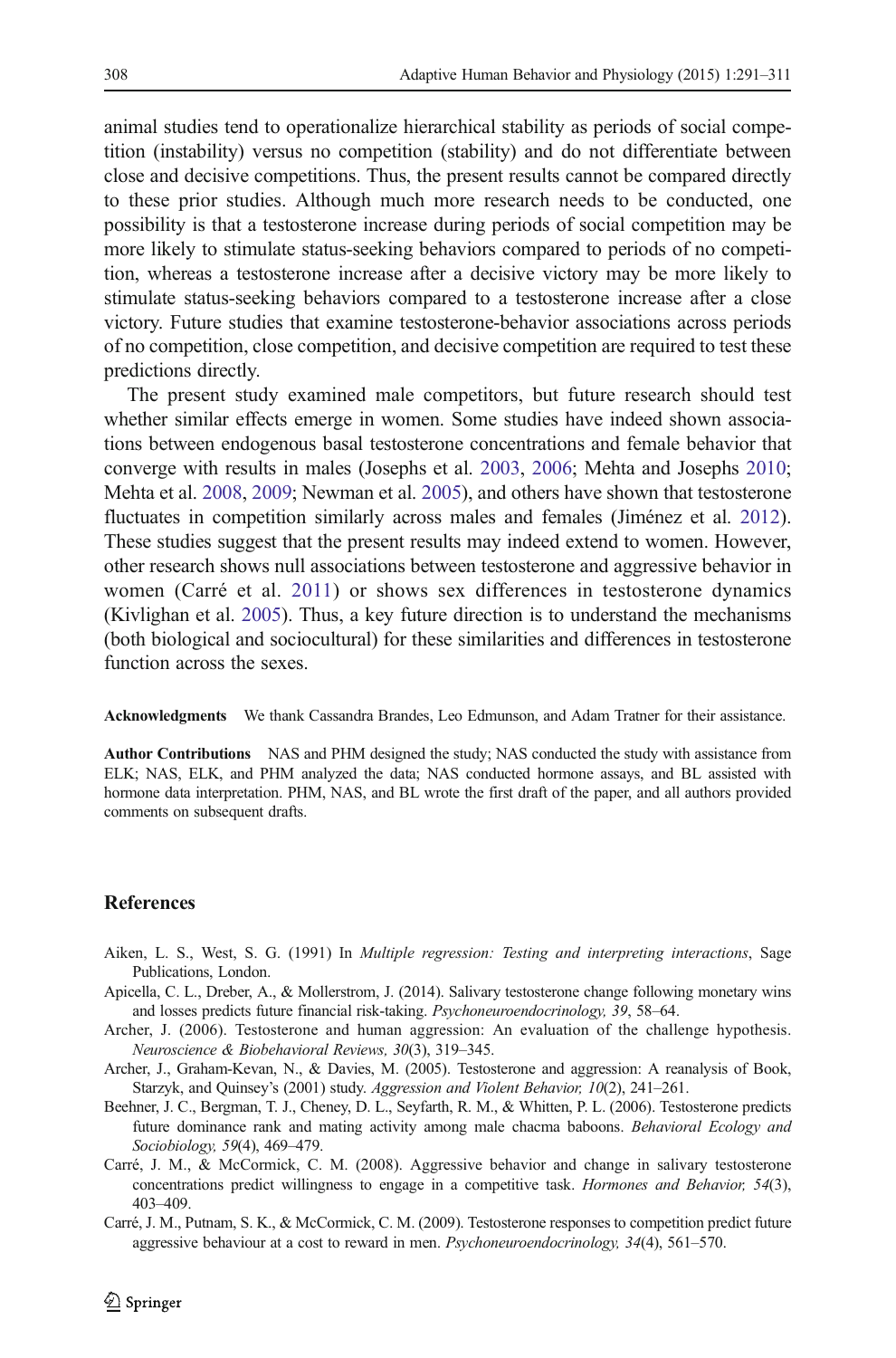animal studies tend to operationalize hierarchical stability as periods of social competition (instability) versus no competition (stability) and do not differentiate between close and decisive competitions. Thus, the present results cannot be compared directly to these prior studies. Although much more research needs to be conducted, one possibility is that a testosterone increase during periods of social competition may be more likely to stimulate status-seeking behaviors compared to periods of no competition, whereas a testosterone increase after a decisive victory may be more likely to stimulate status-seeking behaviors compared to a testosterone increase after a close victory. Future studies that examine testosterone-behavior associations across periods of no competition, close competition, and decisive competition are required to test these predictions directly.

The present study examined male competitors, but future research should test whether similar effects emerge in women. Some studies have indeed shown associations between endogenous basal testosterone concentrations and female behavior that converge with results in males (Josephs et al. 2003, 2006; Mehta and Josephs 2010; Mehta et al. 2008, 2009; Newman et al. 2005), and others have shown that testosterone fluctuates in competition similarly across males and females (Jiménez et al. 2012). These studies suggest that the present results may indeed extend to women. However, other research shows null associations between testosterone and aggressive behavior in women (Carré et al. 2011) or shows sex differences in testosterone dynamics (Kivlighan et al. 2005). Thus, a key future direction is to understand the mechanisms (both biological and sociocultural) for these similarities and differences in testosterone function across the sexes.

**Acknowledgments** We thank Cassandra Brandes, Leo Edmunson, and Adam Tratner for their assistance.

**Author Contributions** NAS and PHM designed the study; NAS conducted the study with assistance from ELK; NAS, ELK, and PHM analyzed the data; NAS conducted hormone assays, and BL assisted with hormone data interpretation. PHM, NAS, and BL wrote the first draft of the paper, and all authors provided comments on subsequent drafts.

## References

Aiken, L. S., West, S. G. (1991) In *Multiple regression: Testing and interpreting interactions*, Sage Publications, London.

Apicella, C. L., Dreber, A., & Mollerstrom, J. (2014). Salivary testosterone change following monetary wins and losses predicts future financial risk-taking. *Psychoneuroendocrinology, 39*, 58–64.

Archer, J. (2006). Testosterone and human aggression: An evaluation of the challenge hypothesis. *Neuroscience & Biobehavioral Reviews, 30*(3), 319–345.

Archer, J., Graham-Kevan, N., & Davies, M. (2005). Testosterone and aggression: A reanalysis of Book, Starzyk, and Quinsey's (2001) study. *Aggression and Violent Behavior, 10*(2), 241–261.

Beehner, J. C., Bergman, T. J., Cheney, D. L., Seyfarth, R. M., & Whitten, P. L. (2006). Testosterone predicts future dominance rank and mating activity among male chacma baboons. *Behavioral Ecology and Sociobiology, 59*(4), 469–479.

Carré, J. M., & McCormick, C. M. (2008). Aggressive behavior and change in salivary testosterone concentrations predict willingness to engage in a competitive task. *Hormones and Behavior, 54*(3), 403–409.

Carré, J. M., Putnam, S. K., & McCormick, C. M. (2009). Testosterone responses to competition predict future aggressive behaviour at a cost to reward in men. *Psychoneuroendocrinology, 34*(4), 561–570.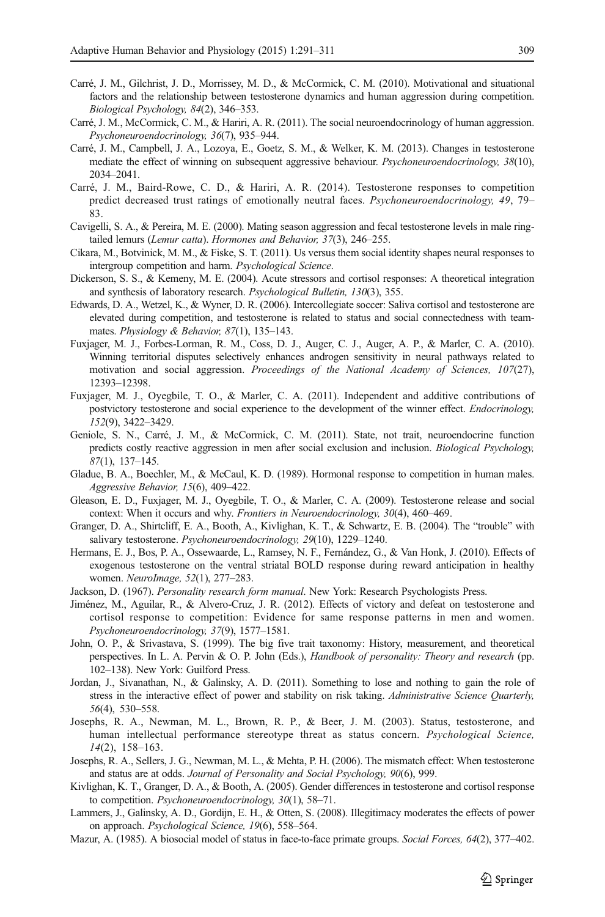Carré, J. M., Gilchrist, J. D., Morrissey, M. D., & McCormick, C. M. (2010). Motivational and situational factors and the relationship between testosterone dynamics and human aggression during competition. *Biological Psychology, 84*(2), 346–353.

Carré, J. M., McCormick, C. M., & Hariri, A. R. (2011). The social neuroendocrinology of human aggression. *Psychoneuroendocrinology, 36*(7), 935–944.

Carré, J. M., Campbell, J. A., Lozoya, E., Goetz, S. M., & Welker, K. M. (2013). Changes in testosterone mediate the effect of winning on subsequent aggressive behaviour. *Psychoneuroendocrinology, 38*(10), 2034–2041.

Carré, J. M., Baird-Rowe, C. D., & Hariri, A. R. (2014). Testosterone responses to competition predict decreased trust ratings of emotionally neutral faces. *Psychoneuroendocrinology, 49*, 79–83.

Cavigelli, S. A., & Pereira, M. E. (2000). Mating season aggression and fecal testosterone levels in male ring-tailed lemurs (*Lemur catta*). *Hormones and Behavior, 37*(3), 246–255.

Cikara, M., Botvinick, M. M., & Fiske, S. T. (2011). Us versus them social identity shapes neural responses to intergroup competition and harm. *Psychological Science*.

Dickerson, S. S., & Kemeny, M. E. (2004). Acute stressors and cortisol responses: A theoretical integration and synthesis of laboratory research. *Psychological Bulletin, 130*(3), 355.

Edwards, D. A., Wetzel, K., & Wyner, D. R. (2006). Intercollegiate soccer: Saliva cortisol and testosterone are elevated during competition, and testosterone is related to status and social connectedness with teammates. *Physiology & Behavior, 87*(1), 135–143.

Fuxjager, M. J., Forbes-Lorman, R. M., Coss, D. J., Auger, C. J., Auger, A. P., & Marler, C. A. (2010). Winning territorial disputes selectively enhances androgen sensitivity in neural pathways related to motivation and social aggression. *Proceedings of the National Academy of Sciences, 107*(27), 12393–12398.

Fuxjager, M. J., Oyegbile, T. O., & Marler, C. A. (2011). Independent and additive contributions of postvictory testosterone and social experience to the development of the winner effect. *Endocrinology, 152*(9), 3422–3429.

Geniole, S. N., Carré, J. M., & McCormick, C. M. (2011). State, not trait, neuroendocrine function predicts costly reactive aggression in men after social exclusion and inclusion. *Biological Psychology, 87*(1), 137–145.

Gladue, B. A., Boechler, M., & McCaul, K. D. (1989). Hormonal response to competition in human males. *Aggressive Behavior, 15*(6), 409–422.

Gleason, E. D., Fuxjager, M. J., Oyegbile, T. O., & Marler, C. A. (2009). Testosterone release and social context: When it occurs and why. *Frontiers in Neuroendocrinology, 30*(4), 460–469.

Granger, D. A., Shirtcliff, E. A., Booth, A., Kivlighan, K. T., & Schwartz, E. B. (2004). The "trouble" with salivary testosterone. *Psychoneuroendocrinology, 29*(10), 1229–1240.

Hermans, E. J., Bos, P. A., Ossewaarde, L., Ramsey, N. F., Fernández, G., & Van Honk, J. (2010). Effects of exogenous testosterone on the ventral striatal BOLD response during reward anticipation in healthy women. *NeuroImage, 52*(1), 277–283.

Jackson, D. (1967). *Personality research form manual*. New York: Research Psychologists Press.

Jiménez, M., Aguilar, R., & Alvero-Cruz, J. R. (2012). Effects of victory and defeat on testosterone and cortisol response to competition: Evidence for same response patterns in men and women. *Psychoneuroendocrinology, 37*(9), 1577–1581.

John, O. P., & Srivastava, S. (1999). The big five trait taxonomy: History, measurement, and theoretical perspectives. In L. A. Pervin & O. P. John (Eds.), *Handbook of personality: Theory and research* (pp. 102–138). New York: Guilford Press.

Jordan, J., Sivanathan, N., & Galinsky, A. D. (2011). Something to lose and nothing to gain the role of stress in the interactive effect of power and stability on risk taking. *Administrative Science Quarterly, 56*(4), 530–558.

Josephs, R. A., Newman, M. L., Brown, R. P., & Beer, J. M. (2003). Status, testosterone, and human intellectual performance stereotype threat as status concern. *Psychological Science, 14*(2), 158–163.

Josephs, R. A., Sellers, J. G., Newman, M. L., & Mehta, P. H. (2006). The mismatch effect: When testosterone and status are at odds. *Journal of Personality and Social Psychology, 90*(6), 999.

Kivlighan, K. T., Granger, D. A., & Booth, A. (2005). Gender differences in testosterone and cortisol response to competition. *Psychoneuroendocrinology, 30*(1), 58–71.

Lammers, J., Galinsky, A. D., Gordijn, E. H., & Otten, S. (2008). Illegitimacy moderates the effects of power on approach. *Psychological Science, 19*(6), 558–564.

Mazur, A. (1985). A biosocial model of status in face-to-face primate groups. *Social Forces, 64*(2), 377–402.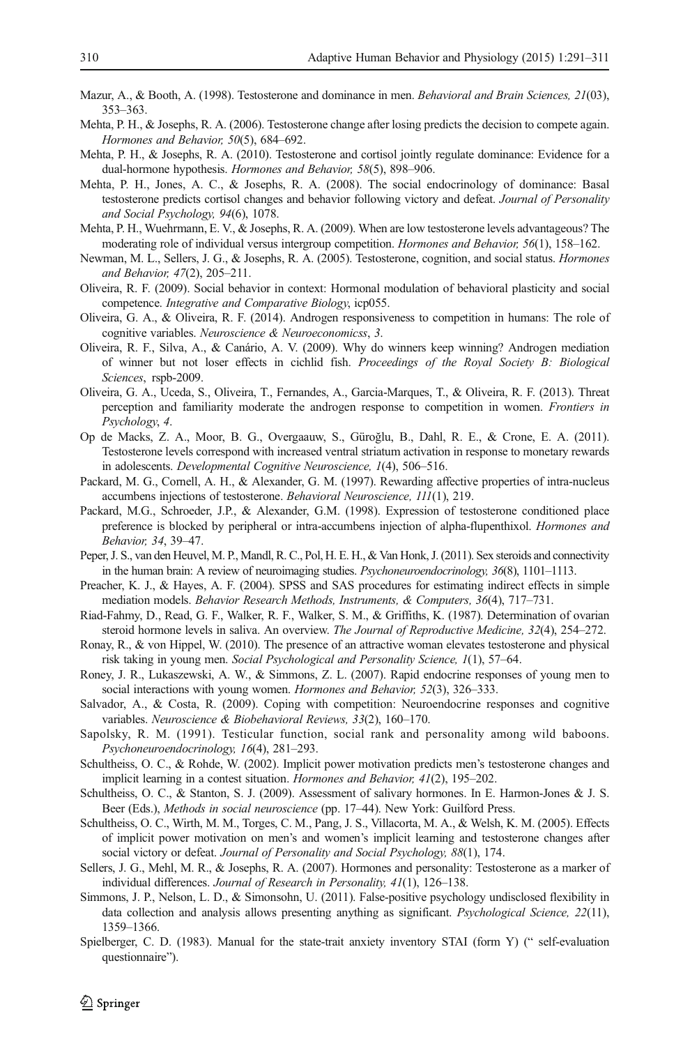Mazur, A., & Booth, A. (1998). Testosterone and dominance in men. *Behavioral and Brain Sciences, 21*(03), 353–363.

Mehta, P. H., & Josephs, R. A. (2006). Testosterone change after losing predicts the decision to compete again. *Hormones and Behavior, 50*(5), 684–692.

Mehta, P. H., & Josephs, R. A. (2010). Testosterone and cortisol jointly regulate dominance: Evidence for a dual-hormone hypothesis. *Hormones and Behavior, 58*(5), 898–906.

Mehta, P. H., Jones, A. C., & Josephs, R. A. (2008). The social endocrinology of dominance: Basal testosterone predicts cortisol changes and behavior following victory and defeat. *Journal of Personality and Social Psychology, 94*(6), 1078.

Mehta, P. H., Wuehrmann, E. V., & Josephs, R. A. (2009). When are low testosterone levels advantageous? The moderating role of individual versus intergroup competition. *Hormones and Behavior, 56*(1), 158–162.

Newman, M. L., Sellers, J. G., & Josephs, R. A. (2005). Testosterone, cognition, and social status. *Hormones and Behavior, 47*(2), 205–211.

Oliveira, R. F. (2009). Social behavior in context: Hormonal modulation of behavioral plasticity and social competence. *Integrative and Comparative Biology*, icp055.

Oliveira, G. A., & Oliveira, R. F. (2014). Androgen responsiveness to competition in humans: The role of cognitive variables. *Neuroscience & Neuroeconomicss*, *3*.

Oliveira, R. F., Silva, A., & Canário, A. V. (2009). Why do winners keep winning? Androgen mediation of winner but not loser effects in cichlid fish. *Proceedings of the Royal Society B: Biological Sciences*, rspb-2009.

Oliveira, G. A., Uceda, S., Oliveira, T., Fernandes, A., Garcia-Marques, T., & Oliveira, R. F. (2013). Threat perception and familiarity moderate the androgen response to competition in women. *Frontiers in Psychology*, *4*.

Op de Macks, Z. A., Moor, B. G., Overgaauw, S., Güroğlu, B., Dahl, R. E., & Crone, E. A. (2011). Testosterone levels correspond with increased ventral striatum activation in response to monetary rewards in adolescents. *Developmental Cognitive Neuroscience, 1*(4), 506–516.

Packard, M. G., Cornell, A. H., & Alexander, G. M. (1997). Rewarding affective properties of intra-nucleus accumbens injections of testosterone. *Behavioral Neuroscience, 111*(1), 219.

Packard, M.G., Schroeder, J.P., & Alexander, G.M. (1998). Expression of testosterone conditioned place preference is blocked by peripheral or intra-accumbens injection of alpha-flupenthixol. *Hormones and Behavior, 34*, 39–47.

Peper, J. S., van den Heuvel, M. P., Mandl, R. C., Pol, H. E. H., & Van Honk, J. (2011). Sex steroids and connectivity in the human brain: A review of neuroimaging studies. *Psychoneuroendocrinology, 36*(8), 1101–1113.

Preacher, K. J., & Hayes, A. F. (2004). SPSS and SAS procedures for estimating indirect effects in simple mediation models. *Behavior Research Methods, Instruments, & Computers, 36*(4), 717–731.

Riad-Fahmy, D., Read, G. F., Walker, R. F., Walker, S. M., & Griffiths, K. (1987). Determination of ovarian steroid hormone levels in saliva. An overview. *The Journal of Reproductive Medicine, 32*(4), 254–272.

Ronay, R., & von Hippel, W. (2010). The presence of an attractive woman elevates testosterone and physical risk taking in young men. *Social Psychological and Personality Science, 1*(1), 57–64.

Roney, J. R., Lukaszewski, A. W., & Simmons, Z. L. (2007). Rapid endocrine responses of young men to social interactions with young women. *Hormones and Behavior, 52*(3), 326–333.

Salvador, A., & Costa, R. (2009). Coping with competition: Neuroendocrine responses and cognitive variables. *Neuroscience & Biobehavioral Reviews, 33*(2), 160–170.

Sapolsky, R. M. (1991). Testicular function, social rank and personality among wild baboons. *Psychoneuroendocrinology, 16*(4), 281–293.

Schultheiss, O. C., & Rohde, W. (2002). Implicit power motivation predicts men's testosterone changes and implicit learning in a contest situation. *Hormones and Behavior, 41*(2), 195–202.

Schultheiss, O. C., & Stanton, S. J. (2009). Assessment of salivary hormones. In E. Harmon-Jones & J. S. Beer (Eds.), *Methods in social neuroscience* (pp. 17–44). New York: Guilford Press.

Schultheiss, O. C., Wirth, M. M., Torges, C. M., Pang, J. S., Villacorta, M. A., & Welsh, K. M. (2005). Effects of implicit power motivation on men's and women's implicit learning and testosterone changes after social victory or defeat. *Journal of Personality and Social Psychology, 88*(1), 174.

Sellers, J. G., Mehl, M. R., & Josephs, R. A. (2007). Hormones and personality: Testosterone as a marker of individual differences. *Journal of Research in Personality, 41*(1), 126–138.

Simmons, J. P., Nelson, L. D., & Simonsohn, U. (2011). False-positive psychology undisclosed flexibility in data collection and analysis allows presenting anything as significant. *Psychological Science, 22*(11), 1359–1366.

Spielberger, C. D. (1983). Manual for the state-trait anxiety inventory STAI (form Y) (" self-evaluation questionnaire").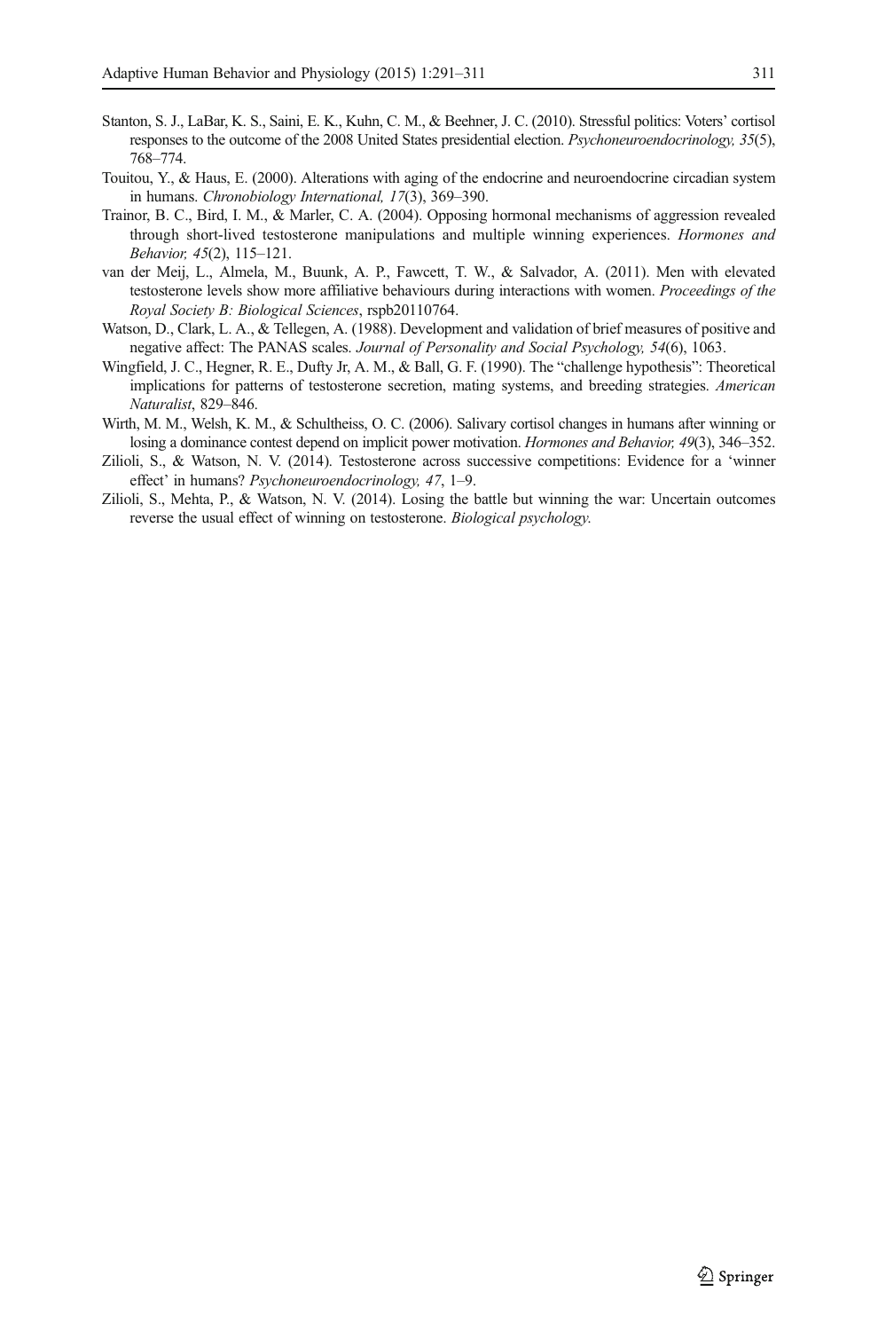Stanton, S. J., LaBar, K. S., Saini, E. K., Kuhn, C. M., & Beehner, J. C. (2010). Stressful politics: Voters' cortisol responses to the outcome of the 2008 United States presidential election. *Psychoneuroendocrinology, 35*(5), 768–774.

Touitou, Y., & Haus, E. (2000). Alterations with aging of the endocrine and neuroendocrine circadian system in humans. *Chronobiology International, 17*(3), 369–390.

Trainor, B. C., Bird, I. M., & Marler, C. A. (2004). Opposing hormonal mechanisms of aggression revealed through short-lived testosterone manipulations and multiple winning experiences. *Hormones and Behavior, 45*(2), 115–121.

van der Meij, L., Almela, M., Buunk, A. P., Fawcett, T. W., & Salvador, A. (2011). Men with elevated testosterone levels show more affiliative behaviours during interactions with women. *Proceedings of the Royal Society B: Biological Sciences*, rspb20110764.

Watson, D., Clark, L. A., & Tellegen, A. (1988). Development and validation of brief measures of positive and negative affect: The PANAS scales. *Journal of Personality and Social Psychology, 54*(6), 1063.

Wingfield, J. C., Hegner, R. E., Dufty Jr, A. M., & Ball, G. F. (1990). The "challenge hypothesis": Theoretical implications for patterns of testosterone secretion, mating systems, and breeding strategies. *American Naturalist*, 829–846.

Wirth, M. M., Welsh, K. M., & Schultheiss, O. C. (2006). Salivary cortisol changes in humans after winning or losing a dominance contest depend on implicit power motivation. *Hormones and Behavior, 49*(3), 346–352.

Zilioli, S., & Watson, N. V. (2014). Testosterone across successive competitions: Evidence for a 'winner effect' in humans? *Psychoneuroendocrinology, 47*, 1–9.

Zilioli, S., Mehta, P., & Watson, N. V. (2014). Losing the battle but winning the war: Uncertain outcomes reverse the usual effect of winning on testosterone. *Biological psychology.*